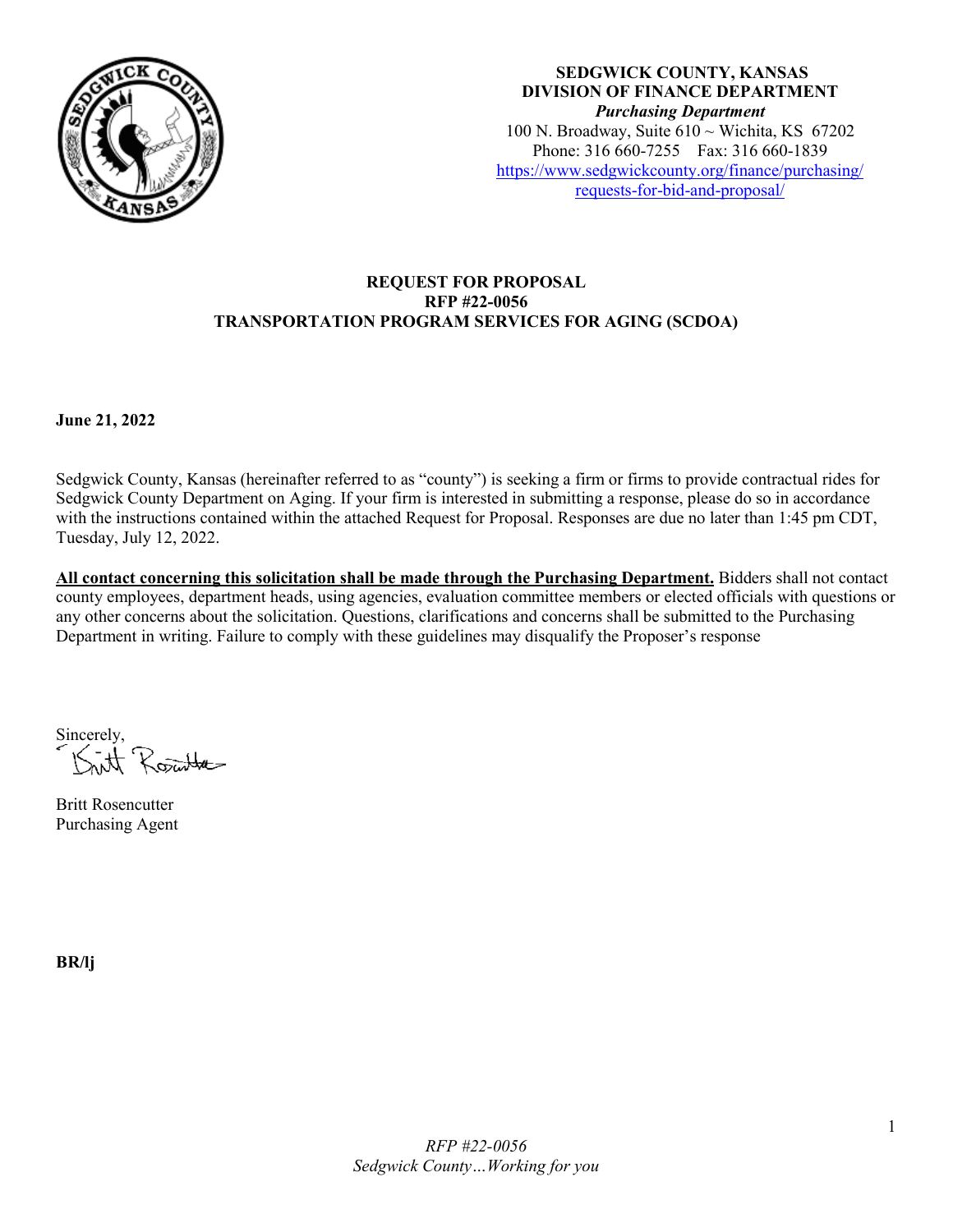**SEDGWICK COUNTY, KANSAS**
**DIVISION OF FINANCE DEPARTMENT**
***Purchasing Department***
100 N. Broadway, Suite 610 ~ Wichita, KS 67202
Phone: 316 660-7255 Fax: 316 660-1839
https://www.sedgwickcounty.org/finance/purchasing/requests-for-bid-and-proposal/

# REQUEST FOR PROPOSAL
# RFP #22-0056
# TRANSPORTATION PROGRAM SERVICES FOR AGING (SCDOA)

**June 21, 2022**

Sedgwick County, Kansas (hereinafter referred to as "county") is seeking a firm or firms to provide contractual rides for Sedgwick County Department on Aging. If your firm is interested in submitting a response, please do so in accordance with the instructions contained within the attached Request for Proposal. Responses are due no later than 1:45 pm CDT, Tuesday, July 12, 2022.

**All contact concerning this solicitation shall be made through the Purchasing Department.** Bidders shall not contact county employees, department heads, using agencies, evaluation committee members or elected officials with questions or any other concerns about the solicitation. Questions, clarifications and concerns shall be submitted to the Purchasing Department in writing. Failure to comply with these guidelines may disqualify the Proposer's response

Sincerely,

Britt Rosencutter
Purchasing Agent

**BR/lj**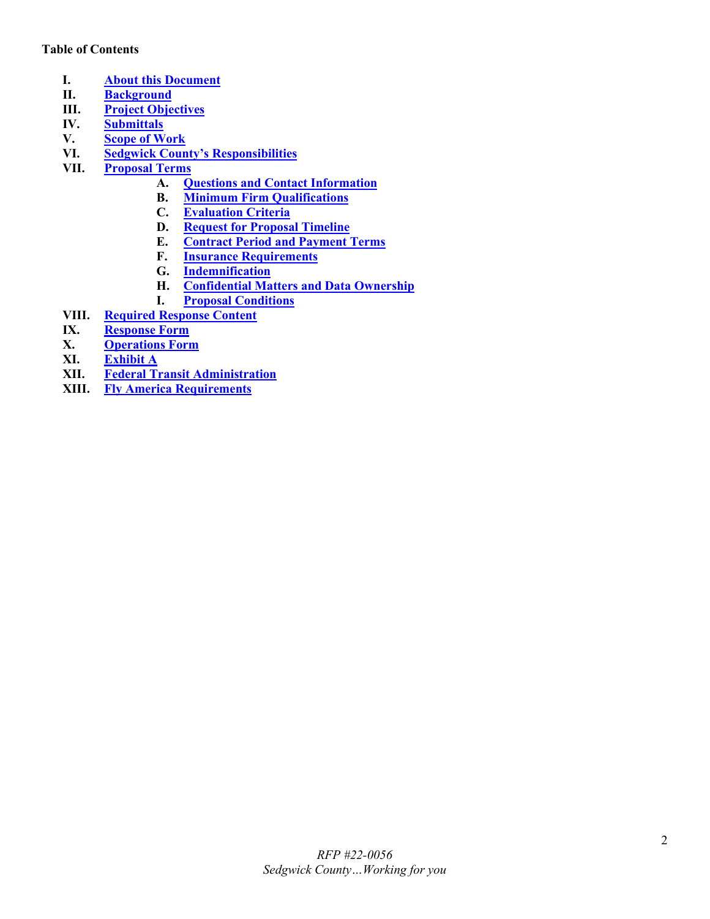**Table of Contents**

- I. About this Document
- II. Background
- III. Project Objectives
- IV. Submittals
- V. Scope of Work
- VI. Sedgwick County's Responsibilities
- VII. Proposal Terms
    - A. Questions and Contact Information
    - B. Minimum Firm Qualifications
    - C. Evaluation Criteria
    - D. Request for Proposal Timeline
    - E. Contract Period and Payment Terms
    - F. Insurance Requirements
    - G. Indemnification
    - H. Confidential Matters and Data Ownership
    - I. Proposal Conditions
- VIII. Required Response Content
- IX. Response Form
- X. Operations Form
- XI. Exhibit A
- XII. Federal Transit Administration
- XIII. Fly America Requirements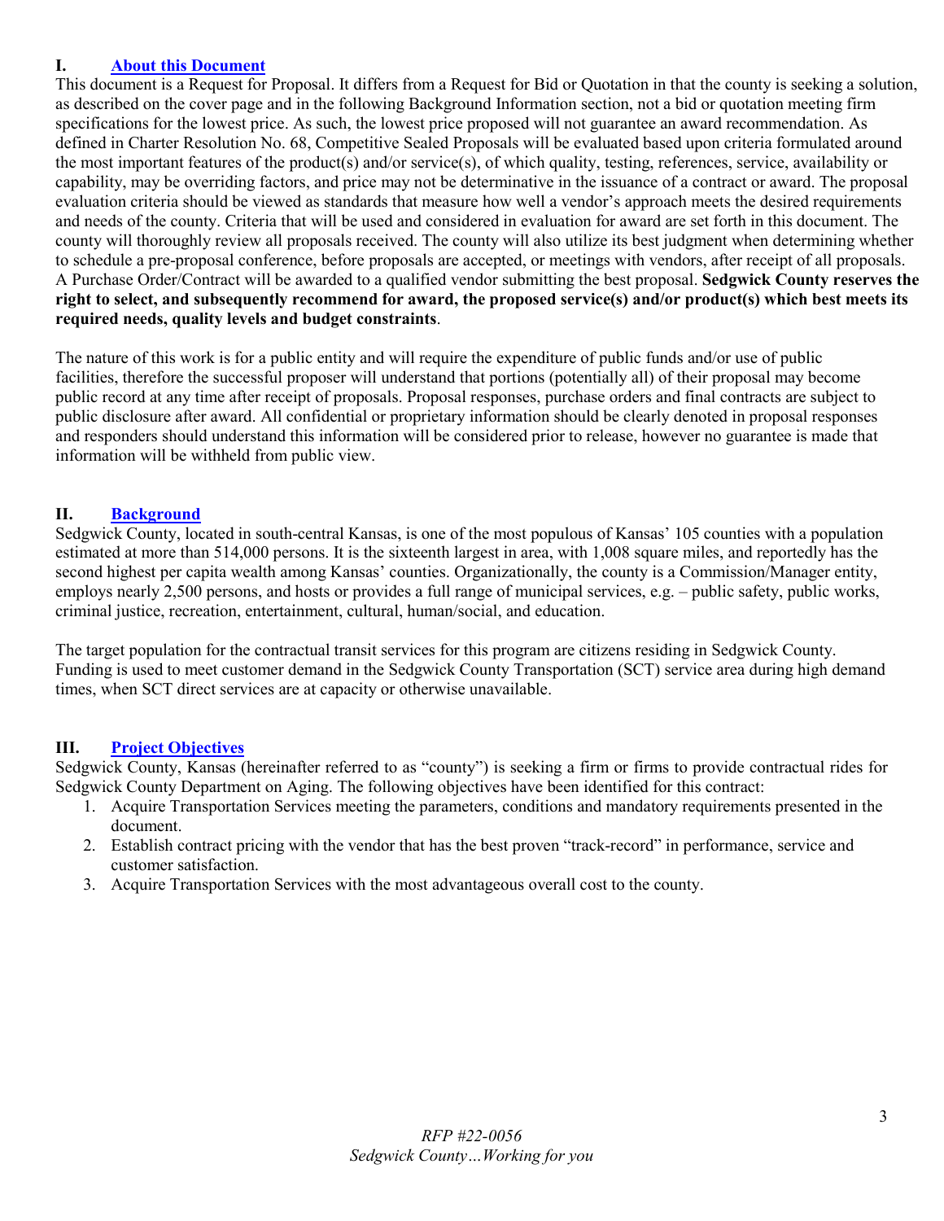## I. About this Document

This document is a Request for Proposal. It differs from a Request for Bid or Quotation in that the county is seeking a solution, as described on the cover page and in the following Background Information section, not a bid or quotation meeting firm specifications for the lowest price. As such, the lowest price proposed will not guarantee an award recommendation. As defined in Charter Resolution No. 68, Competitive Sealed Proposals will be evaluated based upon criteria formulated around the most important features of the product(s) and/or service(s), of which quality, testing, references, service, availability or capability, may be overriding factors, and price may not be determinative in the issuance of a contract or award. The proposal evaluation criteria should be viewed as standards that measure how well a vendor's approach meets the desired requirements and needs of the county. Criteria that will be used and considered in evaluation for award are set forth in this document. The county will thoroughly review all proposals received. The county will also utilize its best judgment when determining whether to schedule a pre-proposal conference, before proposals are accepted, or meetings with vendors, after receipt of all proposals. A Purchase Order/Contract will be awarded to a qualified vendor submitting the best proposal. **Sedgwick County reserves the right to select, and subsequently recommend for award, the proposed service(s) and/or product(s) which best meets its required needs, quality levels and budget constraints**.

The nature of this work is for a public entity and will require the expenditure of public funds and/or use of public facilities, therefore the successful proposer will understand that portions (potentially all) of their proposal may become public record at any time after receipt of proposals. Proposal responses, purchase orders and final contracts are subject to public disclosure after award. All confidential or proprietary information should be clearly denoted in proposal responses and responders should understand this information will be considered prior to release, however no guarantee is made that information will be withheld from public view.

## II. Background

Sedgwick County, located in south-central Kansas, is one of the most populous of Kansas' 105 counties with a population estimated at more than 514,000 persons. It is the sixteenth largest in area, with 1,008 square miles, and reportedly has the second highest per capita wealth among Kansas' counties. Organizationally, the county is a Commission/Manager entity, employs nearly 2,500 persons, and hosts or provides a full range of municipal services, e.g. – public safety, public works, criminal justice, recreation, entertainment, cultural, human/social, and education.

The target population for the contractual transit services for this program are citizens residing in Sedgwick County. Funding is used to meet customer demand in the Sedgwick County Transportation (SCT) service area during high demand times, when SCT direct services are at capacity or otherwise unavailable.

## III. Project Objectives

Sedgwick County, Kansas (hereinafter referred to as "county") is seeking a firm or firms to provide contractual rides for Sedgwick County Department on Aging. The following objectives have been identified for this contract:

1. Acquire Transportation Services meeting the parameters, conditions and mandatory requirements presented in the document.
2. Establish contract pricing with the vendor that has the best proven "track-record" in performance, service and customer satisfaction.
3. Acquire Transportation Services with the most advantageous overall cost to the county.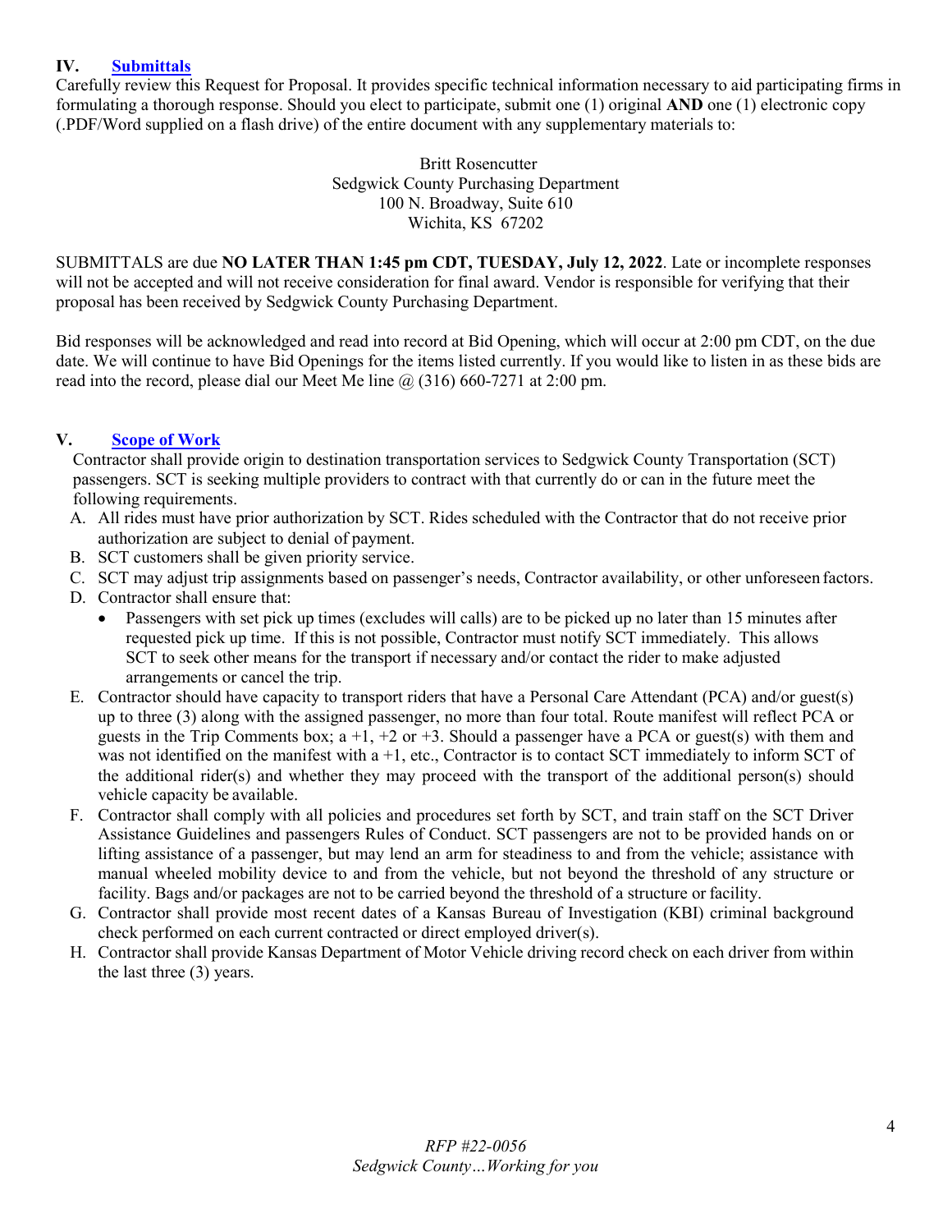## IV. Submittals

Carefully review this Request for Proposal. It provides specific technical information necessary to aid participating firms in formulating a thorough response. Should you elect to participate, submit one (1) original **AND** one (1) electronic copy (.PDF/Word supplied on a flash drive) of the entire document with any supplementary materials to:

Britt Rosencutter
Sedgwick County Purchasing Department
100 N. Broadway, Suite 610
Wichita, KS 67202

SUBMITTALS are due **NO LATER THAN 1:45 pm CDT, TUESDAY, July 12, 2022**. Late or incomplete responses will not be accepted and will not receive consideration for final award. Vendor is responsible for verifying that their proposal has been received by Sedgwick County Purchasing Department.

Bid responses will be acknowledged and read into record at Bid Opening, which will occur at 2:00 pm CDT, on the due date. We will continue to have Bid Openings for the items listed currently. If you would like to listen in as these bids are read into the record, please dial our Meet Me line @ (316) 660-7271 at 2:00 pm.

## V. Scope of Work

Contractor shall provide origin to destination transportation services to Sedgwick County Transportation (SCT) passengers. SCT is seeking multiple providers to contract with that currently do or can in the future meet the following requirements.

A. All rides must have prior authorization by SCT. Rides scheduled with the Contractor that do not receive prior authorization are subject to denial of payment.
B. SCT customers shall be given priority service.
C. SCT may adjust trip assignments based on passenger's needs, Contractor availability, or other unforeseen factors.
D. Contractor shall ensure that:
   - Passengers with set pick up times (excludes will calls) are to be picked up no later than 15 minutes after requested pick up time. If this is not possible, Contractor must notify SCT immediately. This allows SCT to seek other means for the transport if necessary and/or contact the rider to make adjusted arrangements or cancel the trip.
E. Contractor should have capacity to transport riders that have a Personal Care Attendant (PCA) and/or guest(s) up to three (3) along with the assigned passenger, no more than four total. Route manifest will reflect PCA or guests in the Trip Comments box; a +1, +2 or +3. Should a passenger have a PCA or guest(s) with them and was not identified on the manifest with a +1, etc., Contractor is to contact SCT immediately to inform SCT of the additional rider(s) and whether they may proceed with the transport of the additional person(s) should vehicle capacity be available.
F. Contractor shall comply with all policies and procedures set forth by SCT, and train staff on the SCT Driver Assistance Guidelines and passengers Rules of Conduct. SCT passengers are not to be provided hands on or lifting assistance of a passenger, but may lend an arm for steadiness to and from the vehicle; assistance with manual wheeled mobility device to and from the vehicle, but not beyond the threshold of any structure or facility. Bags and/or packages are not to be carried beyond the threshold of a structure or facility.
G. Contractor shall provide most recent dates of a Kansas Bureau of Investigation (KBI) criminal background check performed on each current contracted or direct employed driver(s).
H. Contractor shall provide Kansas Department of Motor Vehicle driving record check on each driver from within the last three (3) years.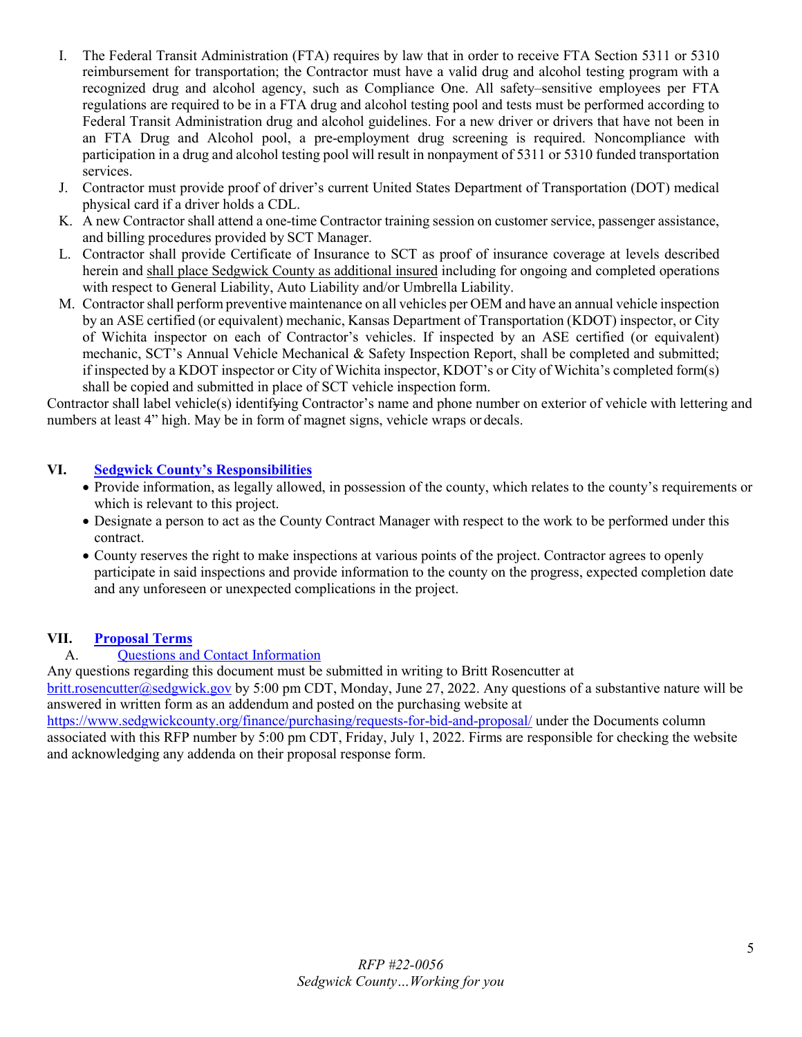I. The Federal Transit Administration (FTA) requires by law that in order to receive FTA Section 5311 or 5310 reimbursement for transportation; the Contractor must have a valid drug and alcohol testing program with a recognized drug and alcohol agency, such as Compliance One. All safety–sensitive employees per FTA regulations are required to be in a FTA drug and alcohol testing pool and tests must be performed according to Federal Transit Administration drug and alcohol guidelines. For a new driver or drivers that have not been in an FTA Drug and Alcohol pool, a pre-employment drug screening is required. Noncompliance with participation in a drug and alcohol testing pool will result in nonpayment of 5311 or 5310 funded transportation services.

J. Contractor must provide proof of driver's current United States Department of Transportation (DOT) medical physical card if a driver holds a CDL.

K. A new Contractor shall attend a one-time Contractor training session on customer service, passenger assistance, and billing procedures provided by SCT Manager.

L. Contractor shall provide Certificate of Insurance to SCT as proof of insurance coverage at levels described herein and shall place Sedgwick County as additional insured including for ongoing and completed operations with respect to General Liability, Auto Liability and/or Umbrella Liability.

M. Contractor shall perform preventive maintenance on all vehicles per OEM and have an annual vehicle inspection by an ASE certified (or equivalent) mechanic, Kansas Department of Transportation (KDOT) inspector, or City of Wichita inspector on each of Contractor's vehicles. If inspected by an ASE certified (or equivalent) mechanic, SCT's Annual Vehicle Mechanical & Safety Inspection Report, shall be completed and submitted; if inspected by a KDOT inspector or City of Wichita inspector, KDOT's or City of Wichita's completed form(s) shall be copied and submitted in place of SCT vehicle inspection form.

Contractor shall label vehicle(s) identifying Contractor's name and phone number on exterior of vehicle with lettering and numbers at least 4" high. May be in form of magnet signs, vehicle wraps or decals.

## VI. Sedgwick County's Responsibilities

- Provide information, as legally allowed, in possession of the county, which relates to the county's requirements or which is relevant to this project.
- Designate a person to act as the County Contract Manager with respect to the work to be performed under this contract.
- County reserves the right to make inspections at various points of the project. Contractor agrees to openly participate in said inspections and provide information to the county on the progress, expected completion date and any unforeseen or unexpected complications in the project.

## VII. Proposal Terms

### A. Questions and Contact Information

Any questions regarding this document must be submitted in writing to Britt Rosencutter at britt.rosencutter@sedgwick.gov by 5:00 pm CDT, Monday, June 27, 2022. Any questions of a substantive nature will be answered in written form as an addendum and posted on the purchasing website at https://www.sedgwickcounty.org/finance/purchasing/requests-for-bid-and-proposal/ under the Documents column associated with this RFP number by 5:00 pm CDT, Friday, July 1, 2022. Firms are responsible for checking the website and acknowledging any addenda on their proposal response form.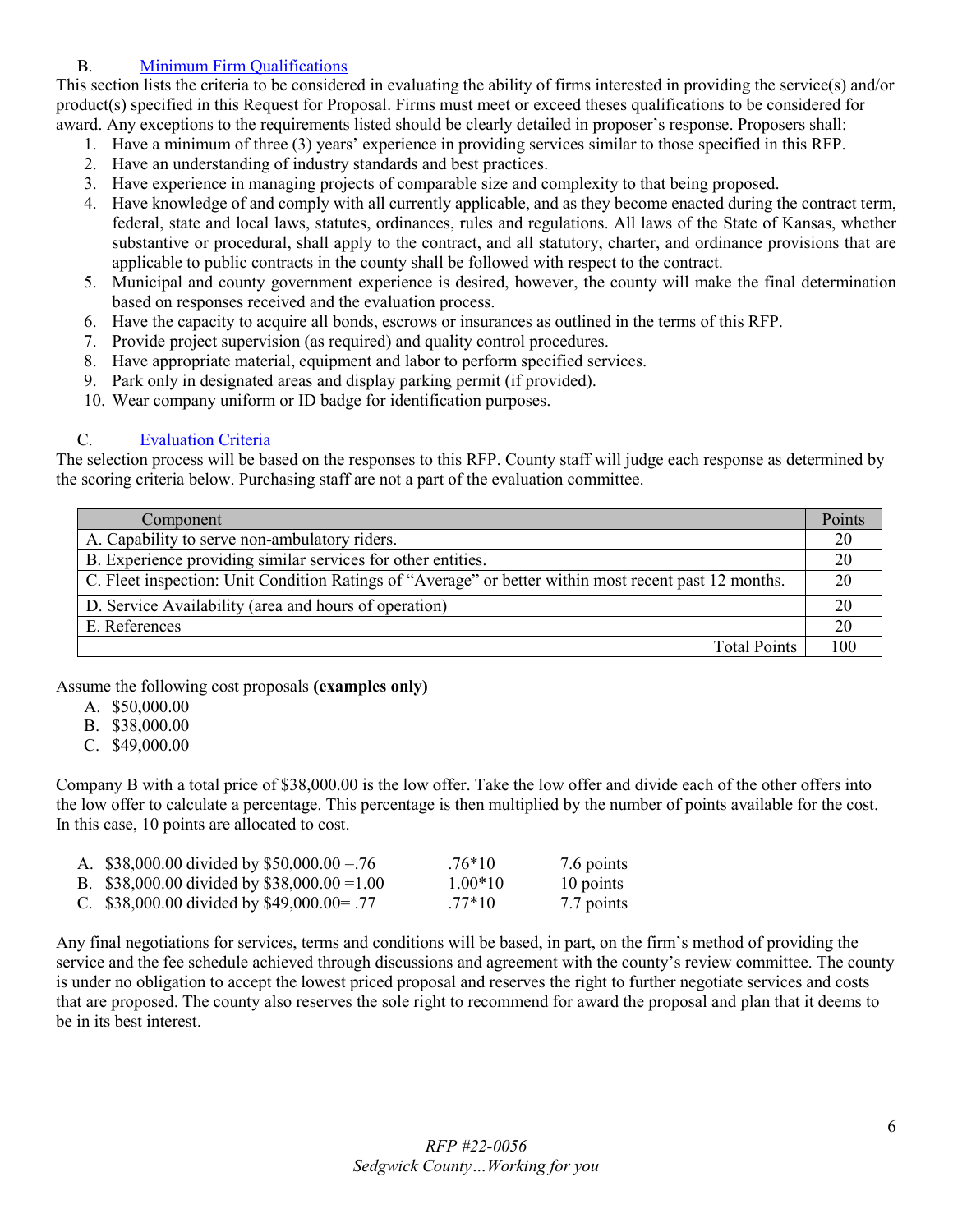## B. Minimum Firm Qualifications

This section lists the criteria to be considered in evaluating the ability of firms interested in providing the service(s) and/or product(s) specified in this Request for Proposal. Firms must meet or exceed theses qualifications to be considered for award. Any exceptions to the requirements listed should be clearly detailed in proposer's response. Proposers shall:

1. Have a minimum of three (3) years' experience in providing services similar to those specified in this RFP.
2. Have an understanding of industry standards and best practices.
3. Have experience in managing projects of comparable size and complexity to that being proposed.
4. Have knowledge of and comply with all currently applicable, and as they become enacted during the contract term, federal, state and local laws, statutes, ordinances, rules and regulations. All laws of the State of Kansas, whether substantive or procedural, shall apply to the contract, and all statutory, charter, and ordinance provisions that are applicable to public contracts in the county shall be followed with respect to the contract.
5. Municipal and county government experience is desired, however, the county will make the final determination based on responses received and the evaluation process.
6. Have the capacity to acquire all bonds, escrows or insurances as outlined in the terms of this RFP.
7. Provide project supervision (as required) and quality control procedures.
8. Have appropriate material, equipment and labor to perform specified services.
9. Park only in designated areas and display parking permit (if provided).
10. Wear company uniform or ID badge for identification purposes.

## C. Evaluation Criteria

The selection process will be based on the responses to this RFP. County staff will judge each response as determined by the scoring criteria below. Purchasing staff are not a part of the evaluation committee.

| Component | Points |
|---|---|
| A. Capability to serve non-ambulatory riders. | 20 |
| B. Experience providing similar services for other entities. | 20 |
| C. Fleet inspection: Unit Condition Ratings of "Average" or better within most recent past 12 months. | 20 |
| D. Service Availability (area and hours of operation) | 20 |
| E. References | 20 |
| Total Points | 100 |

Assume the following cost proposals **(examples only)**

A. $50,000.00
B. $38,000.00
C. $49,000.00

Company B with a total price of $38,000.00 is the low offer. Take the low offer and divide each of the other offers into the low offer to calculate a percentage. This percentage is then multiplied by the number of points available for the cost. In this case, 10 points are allocated to cost.

| | | |
|---|---|---|
| A. $38,000.00 divided by $50,000.00 =.76 | .76*10 | 7.6 points |
| B. $38,000.00 divided by $38,000.00 =1.00 | 1.00*10 | 10 points |
| C. $38,000.00 divided by $49,000.00= .77 | .77*10 | 7.7 points |

Any final negotiations for services, terms and conditions will be based, in part, on the firm's method of providing the service and the fee schedule achieved through discussions and agreement with the county's review committee. The county is under no obligation to accept the lowest priced proposal and reserves the right to further negotiate services and costs that are proposed. The county also reserves the sole right to recommend for award the proposal and plan that it deems to be in its best interest.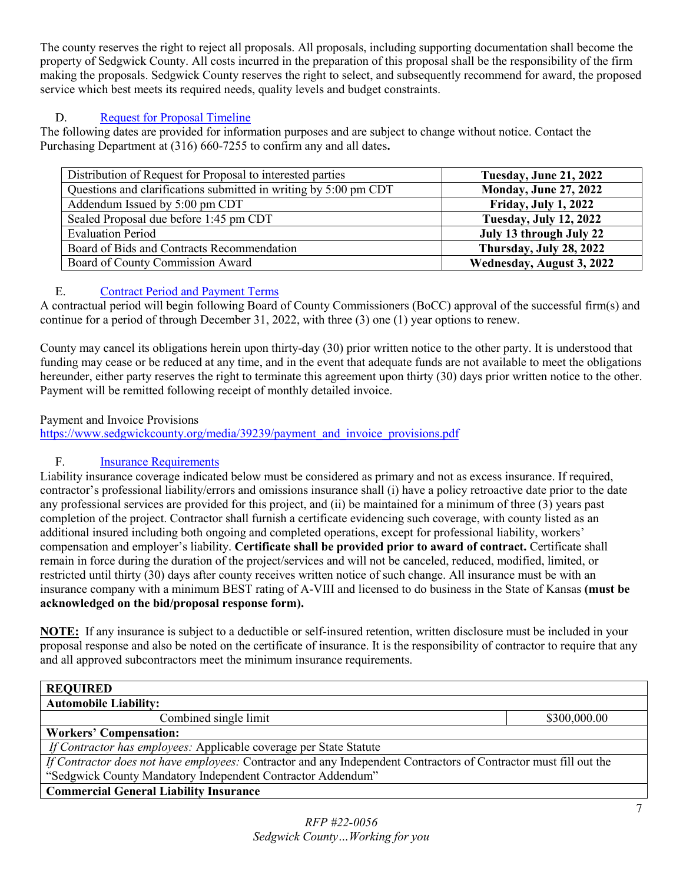The county reserves the right to reject all proposals. All proposals, including supporting documentation shall become the property of Sedgwick County. All costs incurred in the preparation of this proposal shall be the responsibility of the firm making the proposals. Sedgwick County reserves the right to select, and subsequently recommend for award, the proposed service which best meets its required needs, quality levels and budget constraints.

### D. Request for Proposal Timeline

The following dates are provided for information purposes and are subject to change without notice. Contact the Purchasing Department at (316) 660-7255 to confirm any and all dates**.**

| Event | Date |
|---|---|
| Distribution of Request for Proposal to interested parties | **Tuesday, June 21, 2022** |
| Questions and clarifications submitted in writing by 5:00 pm CDT | **Monday, June 27, 2022** |
| Addendum Issued by 5:00 pm CDT | **Friday, July 1, 2022** |
| Sealed Proposal due before 1:45 pm CDT | **Tuesday, July 12, 2022** |
| Evaluation Period | **July 13 through July 22** |
| Board of Bids and Contracts Recommendation | **Thursday, July 28, 2022** |
| Board of County Commission Award | **Wednesday, August 3, 2022** |

### E. Contract Period and Payment Terms

A contractual period will begin following Board of County Commissioners (BoCC) approval of the successful firm(s) and continue for a period of through December 31, 2022, with three (3) one (1) year options to renew.

County may cancel its obligations herein upon thirty-day (30) prior written notice to the other party. It is understood that funding may cease or be reduced at any time, and in the event that adequate funds are not available to meet the obligations hereunder, either party reserves the right to terminate this agreement upon thirty (30) days prior written notice to the other. Payment will be remitted following receipt of monthly detailed invoice.

Payment and Invoice Provisions
https://www.sedgwickcounty.org/media/39239/payment_and_invoice_provisions.pdf

### F. Insurance Requirements

Liability insurance coverage indicated below must be considered as primary and not as excess insurance. If required, contractor's professional liability/errors and omissions insurance shall (i) have a policy retroactive date prior to the date any professional services are provided for this project, and (ii) be maintained for a minimum of three (3) years past completion of the project. Contractor shall furnish a certificate evidencing such coverage, with county listed as an additional insured including both ongoing and completed operations, except for professional liability, workers' compensation and employer's liability. **Certificate shall be provided prior to award of contract.** Certificate shall remain in force during the duration of the project/services and will not be canceled, reduced, modified, limited, or restricted until thirty (30) days after county receives written notice of such change. All insurance must be with an insurance company with a minimum BEST rating of A-VIII and licensed to do business in the State of Kansas **(must be acknowledged on the bid/proposal response form).**

**NOTE:** If any insurance is subject to a deductible or self-insured retention, written disclosure must be included in your proposal response and also be noted on the certificate of insurance. It is the responsibility of contractor to require that any and all approved subcontractors meet the minimum insurance requirements.

| **REQUIRED** | |
|---|---|
| **Automobile Liability:** | |
| Combined single limit | $300,000.00 |
| **Workers' Compensation:** | |
| *If Contractor has employees:* Applicable coverage per State Statute | |
| *If Contractor does not have employees:* Contractor and any Independent Contractors of Contractor must fill out the "Sedgwick County Mandatory Independent Contractor Addendum" | |
| **Commercial General Liability Insurance** | |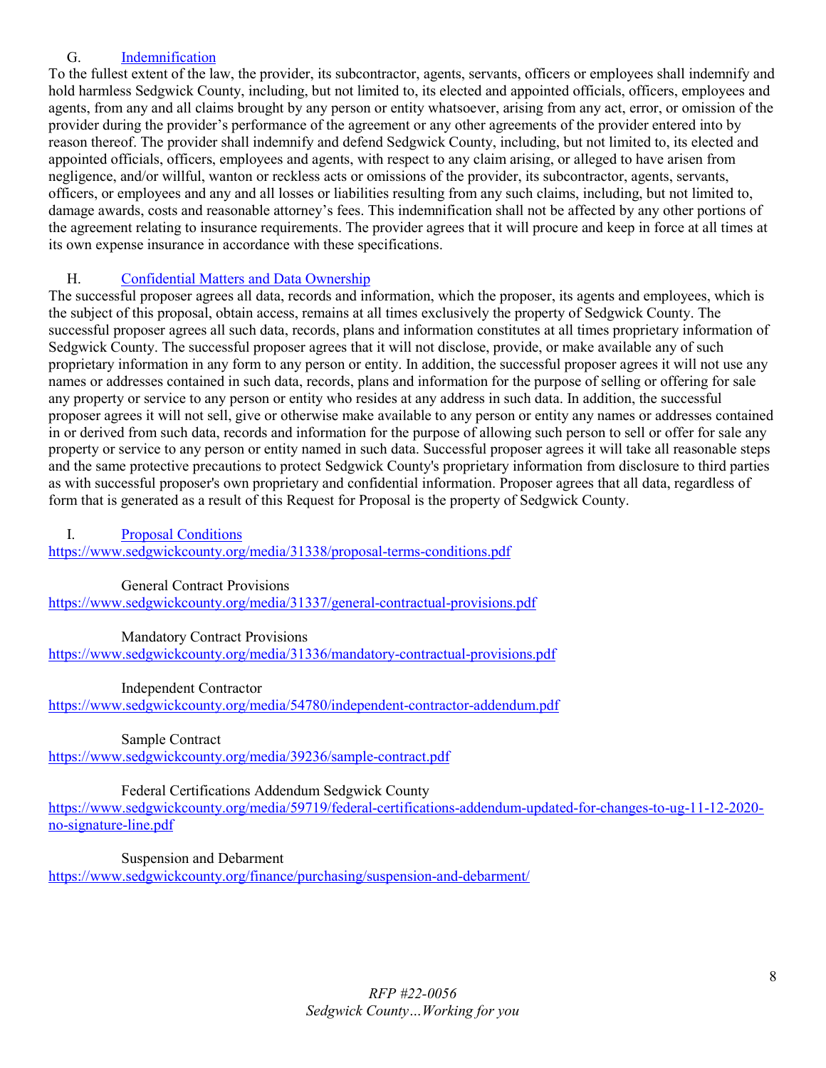### G. [Indemnification]

To the fullest extent of the law, the provider, its subcontractor, agents, servants, officers or employees shall indemnify and hold harmless Sedgwick County, including, but not limited to, its elected and appointed officials, officers, employees and agents, from any and all claims brought by any person or entity whatsoever, arising from any act, error, or omission of the provider during the provider's performance of the agreement or any other agreements of the provider entered into by reason thereof. The provider shall indemnify and defend Sedgwick County, including, but not limited to, its elected and appointed officials, officers, employees and agents, with respect to any claim arising, or alleged to have arisen from negligence, and/or willful, wanton or reckless acts or omissions of the provider, its subcontractor, agents, servants, officers, or employees and any and all losses or liabilities resulting from any such claims, including, but not limited to, damage awards, costs and reasonable attorney's fees. This indemnification shall not be affected by any other portions of the agreement relating to insurance requirements. The provider agrees that it will procure and keep in force at all times at its own expense insurance in accordance with these specifications.

### H. [Confidential Matters and Data Ownership]

The successful proposer agrees all data, records and information, which the proposer, its agents and employees, which is the subject of this proposal, obtain access, remains at all times exclusively the property of Sedgwick County. The successful proposer agrees all such data, records, plans and information constitutes at all times proprietary information of Sedgwick County. The successful proposer agrees that it will not disclose, provide, or make available any of such proprietary information in any form to any person or entity. In addition, the successful proposer agrees it will not use any names or addresses contained in such data, records, plans and information for the purpose of selling or offering for sale any property or service to any person or entity who resides at any address in such data. In addition, the successful proposer agrees it will not sell, give or otherwise make available to any person or entity any names or addresses contained in or derived from such data, records and information for the purpose of allowing such person to sell or offer for sale any property or service to any person or entity named in such data. Successful proposer agrees it will take all reasonable steps and the same protective precautions to protect Sedgwick County's proprietary information from disclosure to third parties as with successful proposer's own proprietary and confidential information. Proposer agrees that all data, regardless of form that is generated as a result of this Request for Proposal is the property of Sedgwick County.

### I. [Proposal Conditions]

https://www.sedgwickcounty.org/media/31338/proposal-terms-conditions.pdf

General Contract Provisions
https://www.sedgwickcounty.org/media/31337/general-contractual-provisions.pdf

Mandatory Contract Provisions
https://www.sedgwickcounty.org/media/31336/mandatory-contractual-provisions.pdf

Independent Contractor
https://www.sedgwickcounty.org/media/54780/independent-contractor-addendum.pdf

Sample Contract
https://www.sedgwickcounty.org/media/39236/sample-contract.pdf

Federal Certifications Addendum Sedgwick County
https://www.sedgwickcounty.org/media/59719/federal-certifications-addendum-updated-for-changes-to-ug-11-12-2020-no-signature-line.pdf

Suspension and Debarment
https://www.sedgwickcounty.org/finance/purchasing/suspension-and-debarment/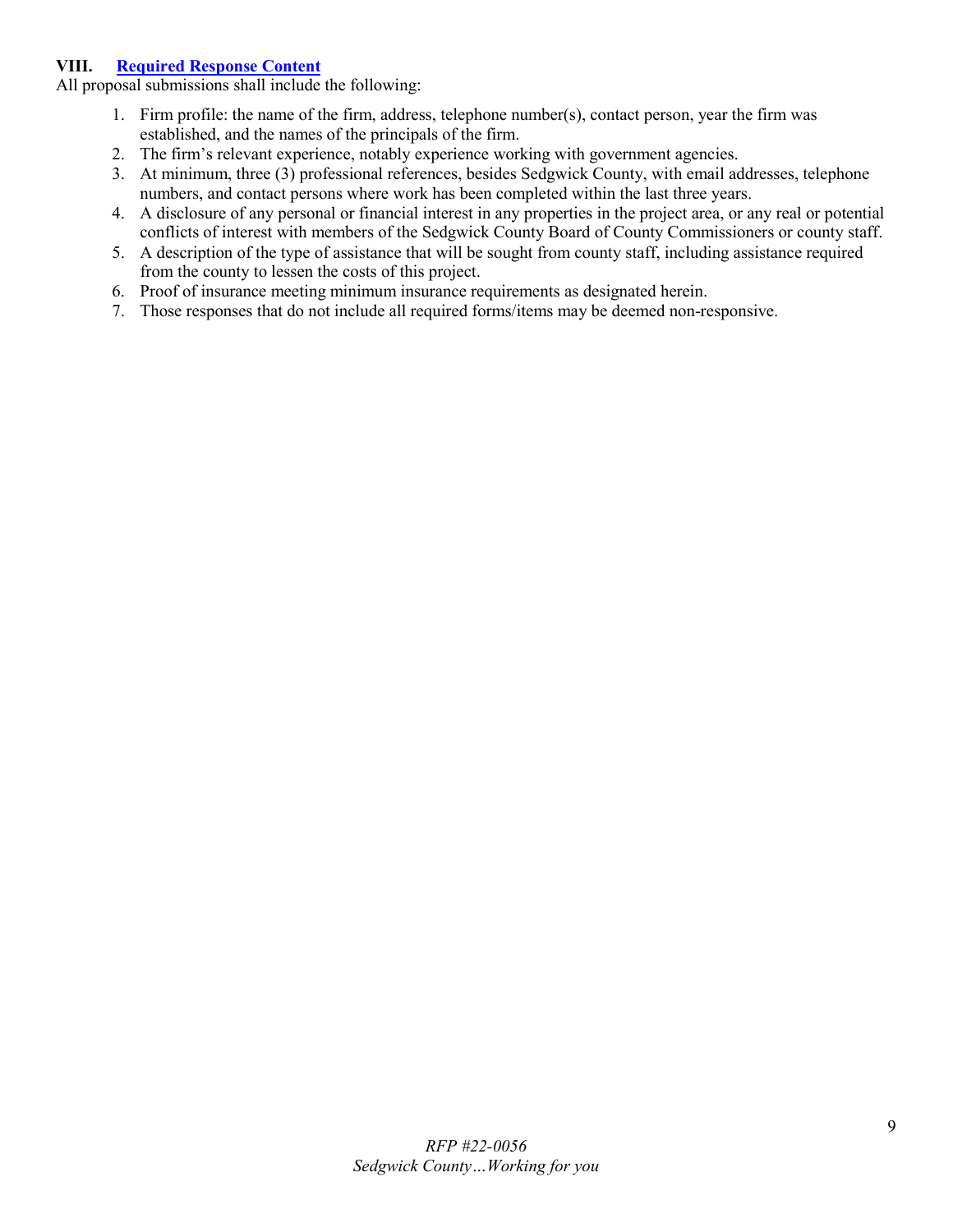## VIII. Required Response Content

All proposal submissions shall include the following:

1. Firm profile: the name of the firm, address, telephone number(s), contact person, year the firm was established, and the names of the principals of the firm.
2. The firm's relevant experience, notably experience working with government agencies.
3. At minimum, three (3) professional references, besides Sedgwick County, with email addresses, telephone numbers, and contact persons where work has been completed within the last three years.
4. A disclosure of any personal or financial interest in any properties in the project area, or any real or potential conflicts of interest with members of the Sedgwick County Board of County Commissioners or county staff.
5. A description of the type of assistance that will be sought from county staff, including assistance required from the county to lessen the costs of this project.
6. Proof of insurance meeting minimum insurance requirements as designated herein.
7. Those responses that do not include all required forms/items may be deemed non-responsive.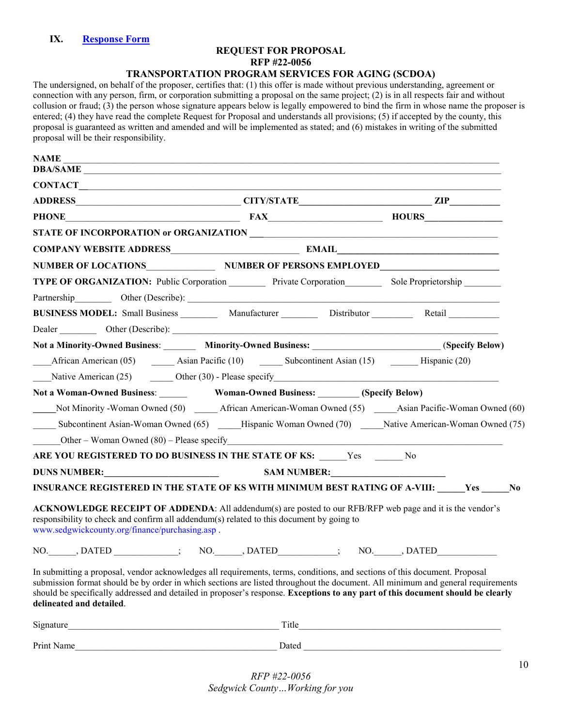## IX. Response Form

**REQUEST FOR PROPOSAL**
**RFP #22-0056**
**TRANSPORTATION PROGRAM SERVICES FOR AGING (SCDOA)**

The undersigned, on behalf of the proposer, certifies that: (1) this offer is made without previous understanding, agreement or connection with any person, firm, or corporation submitting a proposal on the same project; (2) is in all respects fair and without collusion or fraud; (3) the person whose signature appears below is legally empowered to bind the firm in whose name the proposer is entered; (4) they have read the complete Request for Proposal and understands all provisions; (5) if accepted by the county, this proposal is guaranteed as written and amended and will be implemented as stated; and (6) mistakes in writing of the submitted proposal will be their responsibility.

**NAME** ______________________________________________

**DBA/SAME** ______________________________________________

**CONTACT** ______________________________________________

**ADDRESS** ____________________ **CITY/STATE** ____________________ **ZIP** __________

**PHONE** ____________________ **FAX** ____________________ **HOURS** __________

**STATE OF INCORPORATION or ORGANIZATION** ______________________________________________

**COMPANY WEBSITE ADDRESS** ____________________ **EMAIL** ____________________

**NUMBER OF LOCATIONS** __________ **NUMBER OF PERSONS EMPLOYED** __________

**TYPE OF ORGANIZATION:** Public Corporation ________ Private Corporation ________ Sole Proprietorship ________

Partnership ________ Other (Describe): ______________________________________________

**BUSINESS MODEL:** Small Business ________ Manufacturer ________ Distributor ________ Retail ________

Dealer ________ Other (Describe): ______________________________________________

**Not a Minority-Owned Business**: _______ **Minority-Owned Business:** ____________________ **(Specify Below)**

____African American (05) _____ Asian Pacific (10) _____ Subcontinent Asian (15) ______ Hispanic (20)

____Native American (25) _____ Other (30) - Please specify______________________________________________

**Not a Woman-Owned Business**: ______ **Woman-Owned Business:** _________ **(Specify Below)**

_____Not Minority -Woman Owned (50) _____ African American-Woman Owned (55) _____Asian Pacific-Woman Owned (60)

_____ Subcontinent Asian-Woman Owned (65) _____Hispanic Woman Owned (70) _____Native American-Woman Owned (75)

______Other – Woman Owned (80) – Please specify______________________________________________

**ARE YOU REGISTERED TO DO BUSINESS IN THE STATE OF KS:** ______Yes ______ No

**DUNS NUMBER:**____________________ **SAM NUMBER:**____________________

**INSURANCE REGISTERED IN THE STATE OF KS WITH MINIMUM BEST RATING OF A-VIII:** ______**Yes** ______**No**

**ACKNOWLEDGE RECEIPT OF ADDENDA**: All addendum(s) are posted to our RFB/RFP web page and it is the vendor's responsibility to check and confirm all addendum(s) related to this document by going to www.sedgwickcounty.org/finance/purchasing.asp .

NO.______, DATED _____________; NO.______, DATED____________; NO.______, DATED____________

In submitting a proposal, vendor acknowledges all requirements, terms, conditions, and sections of this document. Proposal submission format should be by order in which sections are listed throughout the document. All minimum and general requirements should be specifically addressed and detailed in proposer's response. **Exceptions to any part of this document should be clearly delineated and detailed**.

Signature______________________________________________ Title______________________________________________

Print Name______________________________________________ Dated ______________________________________________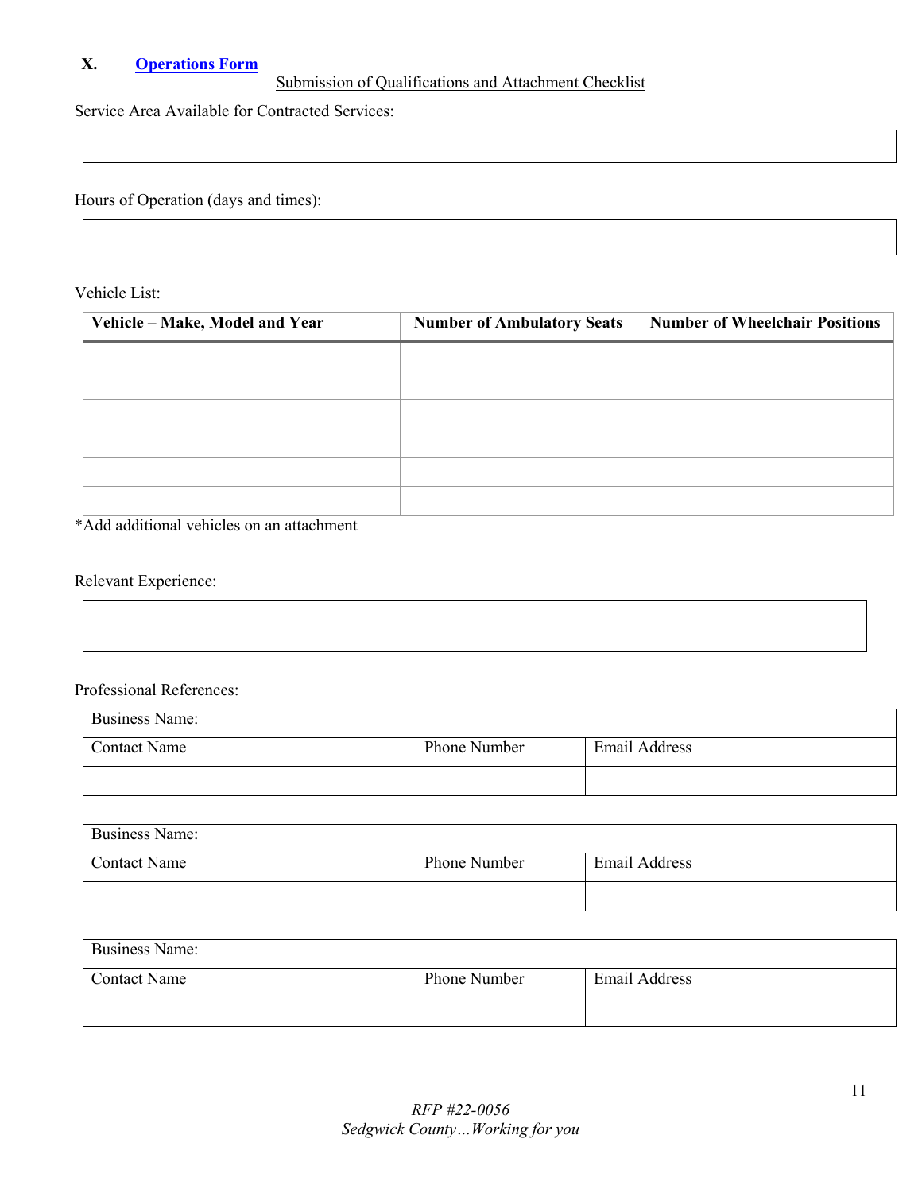## X. Operations Form

Submission of Qualifications and Attachment Checklist

Service Area Available for Contracted Services:

| |
|---|
| |

Hours of Operation (days and times):

| |
|---|
| |

Vehicle List:

| Vehicle – Make, Model and Year | Number of Ambulatory Seats | Number of Wheelchair Positions |
|---|---|---|
| | | |
| | | |
| | | |
| | | |
| | | |
| | | |

*Add additional vehicles on an attachment

Relevant Experience:

| |
|---|
| |

Professional References:

| Business Name: | | |
|---|---|---|
| Contact Name | Phone Number | Email Address |
| | | |

| Business Name: | | |
|---|---|---|
| Contact Name | Phone Number | Email Address |
| | | |

| Business Name: | | |
|---|---|---|
| Contact Name | Phone Number | Email Address |
| | | |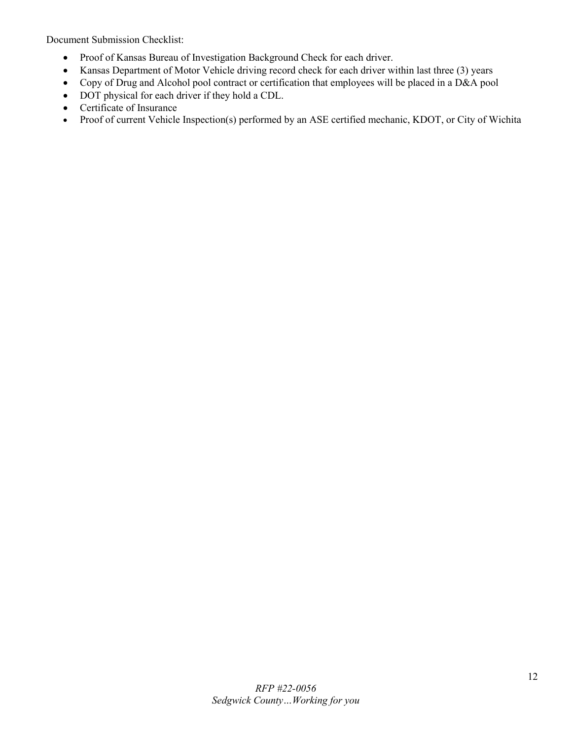Document Submission Checklist:

- Proof of Kansas Bureau of Investigation Background Check for each driver.
- Kansas Department of Motor Vehicle driving record check for each driver within last three (3) years
- Copy of Drug and Alcohol pool contract or certification that employees will be placed in a D&A pool
- DOT physical for each driver if they hold a CDL.
- Certificate of Insurance
- Proof of current Vehicle Inspection(s) performed by an ASE certified mechanic, KDOT, or City of Wichita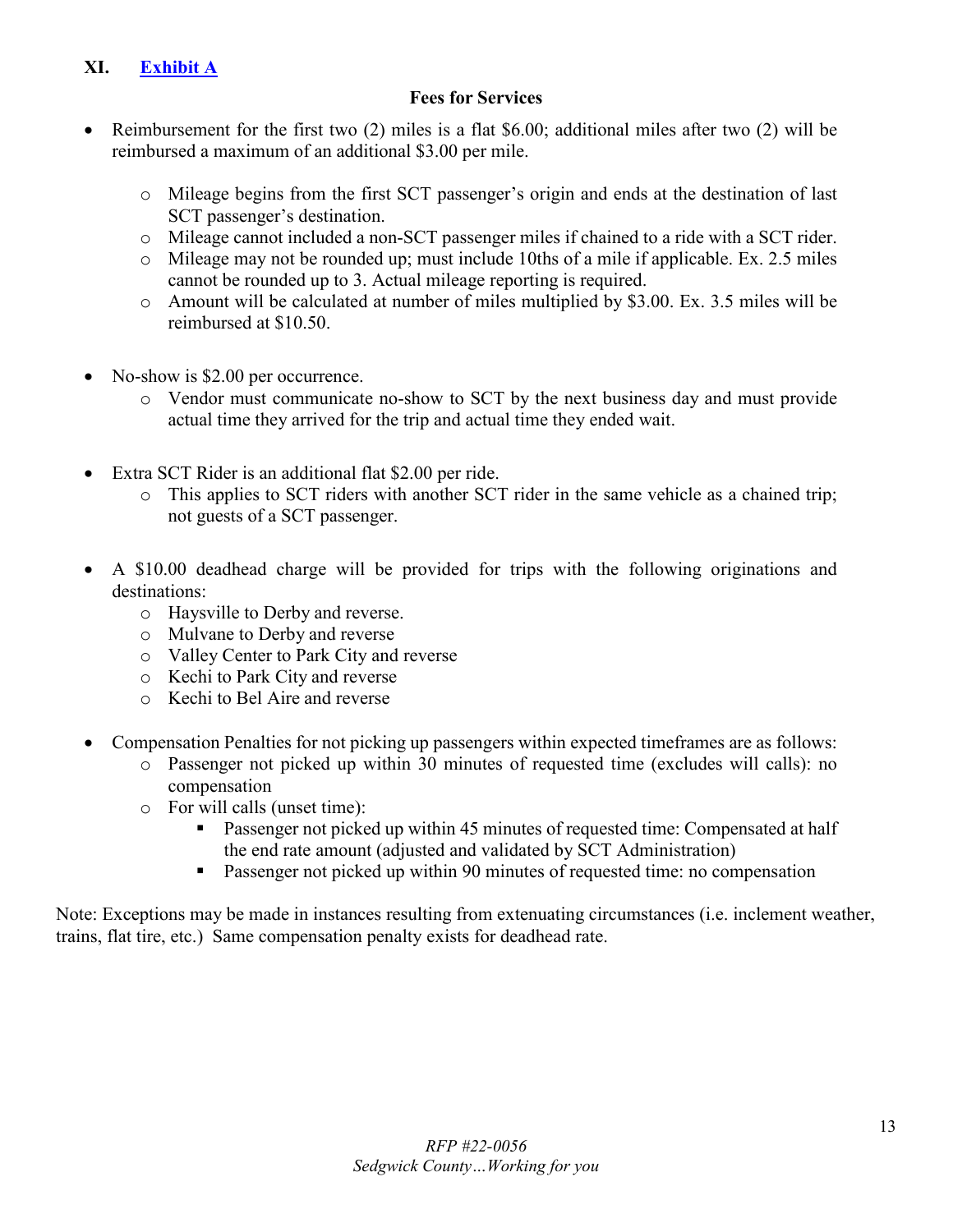## XI. Exhibit A

**Fees for Services**

- Reimbursement for the first two (2) miles is a flat $6.00; additional miles after two (2) will be reimbursed a maximum of an additional $3.00 per mile.
  - Mileage begins from the first SCT passenger's origin and ends at the destination of last SCT passenger's destination.
  - Mileage cannot included a non-SCT passenger miles if chained to a ride with a SCT rider.
  - Mileage may not be rounded up; must include 10ths of a mile if applicable. Ex. 2.5 miles cannot be rounded up to 3. Actual mileage reporting is required.
  - Amount will be calculated at number of miles multiplied by $3.00. Ex. 3.5 miles will be reimbursed at $10.50.

- No-show is $2.00 per occurrence.
  - Vendor must communicate no-show to SCT by the next business day and must provide actual time they arrived for the trip and actual time they ended wait.

- Extra SCT Rider is an additional flat $2.00 per ride.
  - This applies to SCT riders with another SCT rider in the same vehicle as a chained trip; not guests of a SCT passenger.

- A $10.00 deadhead charge will be provided for trips with the following originations and destinations:
  - Haysville to Derby and reverse.
  - Mulvane to Derby and reverse
  - Valley Center to Park City and reverse
  - Kechi to Park City and reverse
  - Kechi to Bel Aire and reverse

- Compensation Penalties for not picking up passengers within expected timeframes are as follows:
  - Passenger not picked up within 30 minutes of requested time (excludes will calls): no compensation
  - For will calls (unset time):
    - Passenger not picked up within 45 minutes of requested time: Compensated at half the end rate amount (adjusted and validated by SCT Administration)
    - Passenger not picked up within 90 minutes of requested time: no compensation

Note: Exceptions may be made in instances resulting from extenuating circumstances (i.e. inclement weather, trains, flat tire, etc.) Same compensation penalty exists for deadhead rate.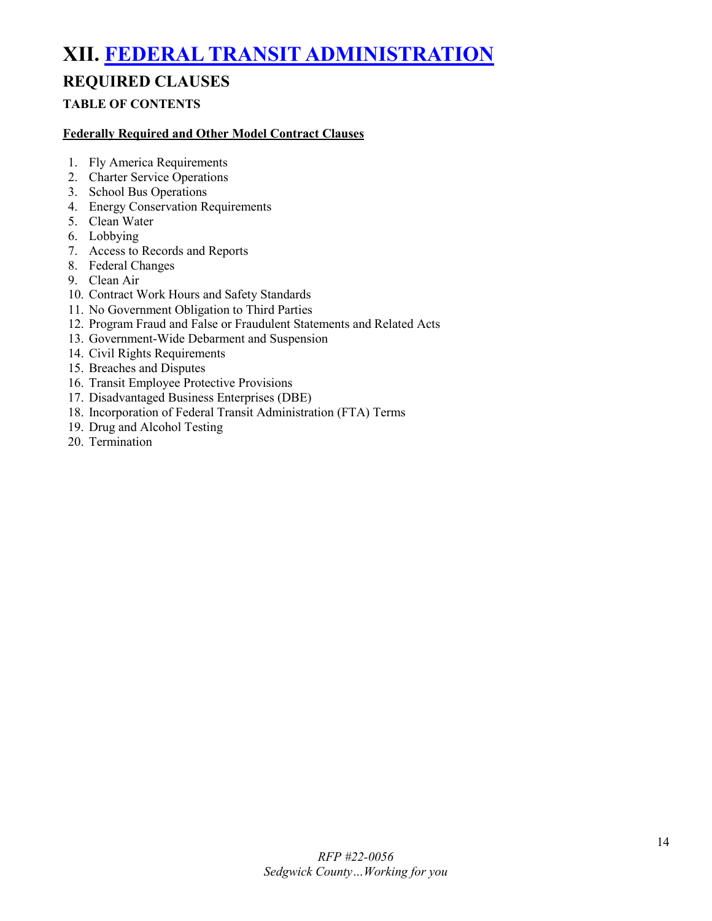# XII. FEDERAL TRANSIT ADMINISTRATION

## REQUIRED CLAUSES

### TABLE OF CONTENTS

**Federally Required and Other Model Contract Clauses**

1. Fly America Requirements
2. Charter Service Operations
3. School Bus Operations
4. Energy Conservation Requirements
5. Clean Water
6. Lobbying
7. Access to Records and Reports
8. Federal Changes
9. Clean Air
10. Contract Work Hours and Safety Standards
11. No Government Obligation to Third Parties
12. Program Fraud and False or Fraudulent Statements and Related Acts
13. Government-Wide Debarment and Suspension
14. Civil Rights Requirements
15. Breaches and Disputes
16. Transit Employee Protective Provisions
17. Disadvantaged Business Enterprises (DBE)
18. Incorporation of Federal Transit Administration (FTA) Terms
19. Drug and Alcohol Testing
20. Termination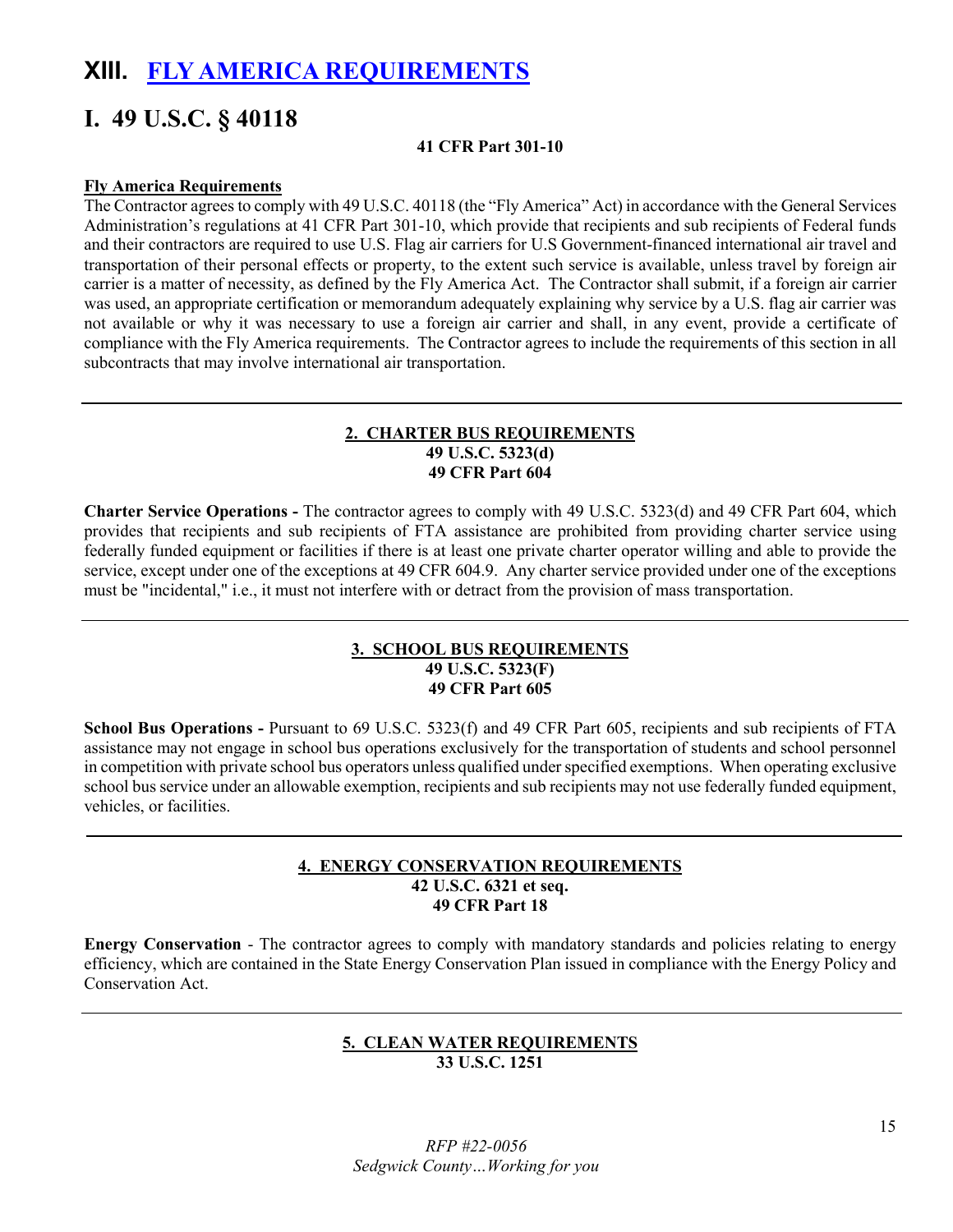# XIII. FLY AMERICA REQUIREMENTS

# I. 49 U.S.C. § 40118

**41 CFR Part 301-10**

**Fly America Requirements**

The Contractor agrees to comply with 49 U.S.C. 40118 (the "Fly America" Act) in accordance with the General Services Administration's regulations at 41 CFR Part 301-10, which provide that recipients and sub recipients of Federal funds and their contractors are required to use U.S. Flag air carriers for U.S Government-financed international air travel and transportation of their personal effects or property, to the extent such service is available, unless travel by foreign air carrier is a matter of necessity, as defined by the Fly America Act. The Contractor shall submit, if a foreign air carrier was used, an appropriate certification or memorandum adequately explaining why service by a U.S. flag air carrier was not available or why it was necessary to use a foreign air carrier and shall, in any event, provide a certificate of compliance with the Fly America requirements. The Contractor agrees to include the requirements of this section in all subcontracts that may involve international air transportation.

---

## 2. CHARTER BUS REQUIREMENTS

**49 U.S.C. 5323(d)**
**49 CFR Part 604**

**Charter Service Operations -** The contractor agrees to comply with 49 U.S.C. 5323(d) and 49 CFR Part 604, which provides that recipients and sub recipients of FTA assistance are prohibited from providing charter service using federally funded equipment or facilities if there is at least one private charter operator willing and able to provide the service, except under one of the exceptions at 49 CFR 604.9. Any charter service provided under one of the exceptions must be "incidental," i.e., it must not interfere with or detract from the provision of mass transportation.

---

## 3. SCHOOL BUS REQUIREMENTS

**49 U.S.C. 5323(F)**
**49 CFR Part 605**

**School Bus Operations -** Pursuant to 69 U.S.C. 5323(f) and 49 CFR Part 605, recipients and sub recipients of FTA assistance may not engage in school bus operations exclusively for the transportation of students and school personnel in competition with private school bus operators unless qualified under specified exemptions. When operating exclusive school bus service under an allowable exemption, recipients and sub recipients may not use federally funded equipment, vehicles, or facilities.

---

## 4. ENERGY CONSERVATION REQUIREMENTS

**42 U.S.C. 6321 et seq.**
**49 CFR Part 18**

**Energy Conservation** - The contractor agrees to comply with mandatory standards and policies relating to energy efficiency, which are contained in the State Energy Conservation Plan issued in compliance with the Energy Policy and Conservation Act.

---

## 5. CLEAN WATER REQUIREMENTS

**33 U.S.C. 1251**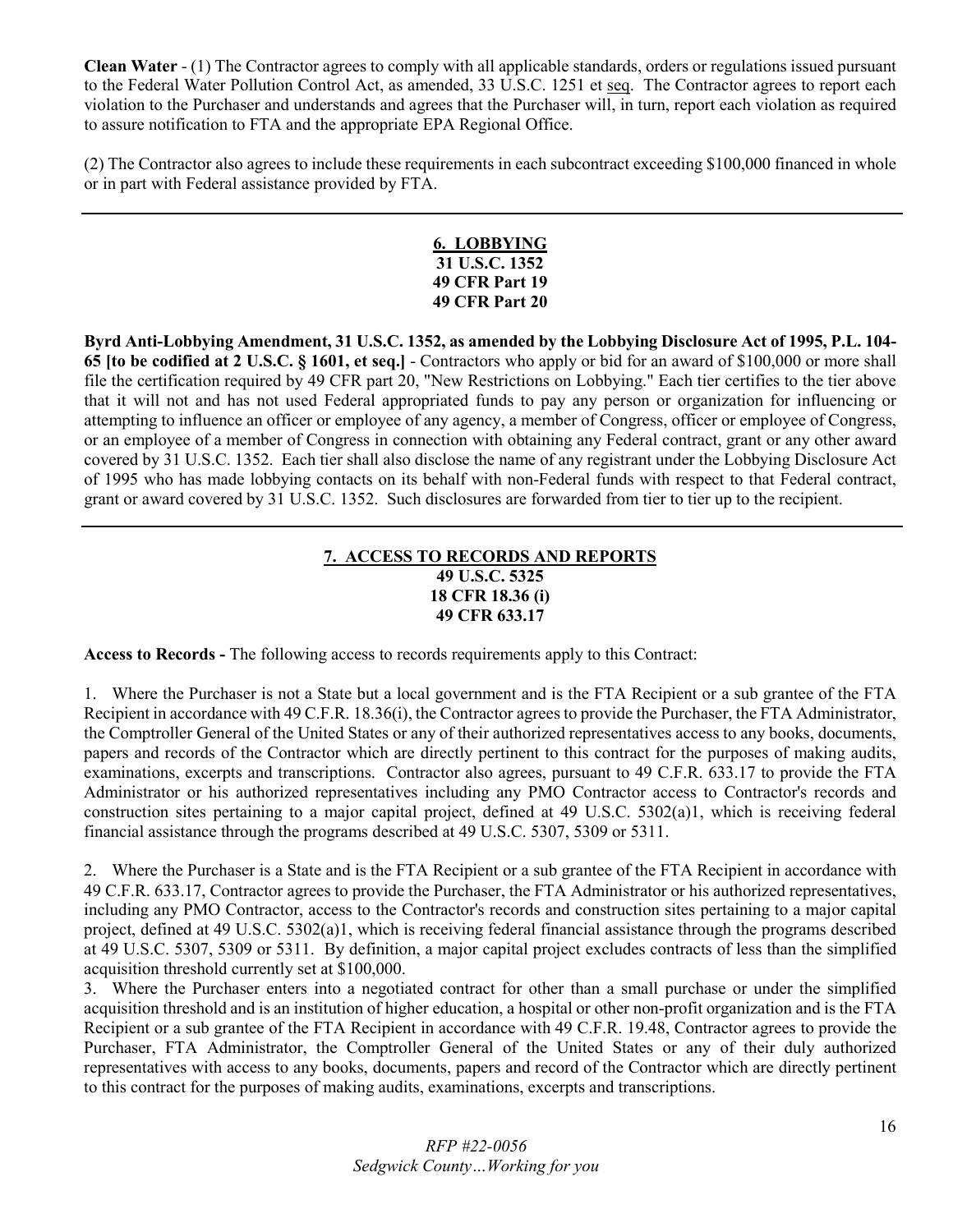**Clean Water** - (1) The Contractor agrees to comply with all applicable standards, orders or regulations issued pursuant to the Federal Water Pollution Control Act, as amended, 33 U.S.C. 1251 et seq. The Contractor agrees to report each violation to the Purchaser and understands and agrees that the Purchaser will, in turn, report each violation as required to assure notification to FTA and the appropriate EPA Regional Office.

(2) The Contractor also agrees to include these requirements in each subcontract exceeding $100,000 financed in whole or in part with Federal assistance provided by FTA.

---

## 6. LOBBYING
**31 U.S.C. 1352**
**49 CFR Part 19**
**49 CFR Part 20**

**Byrd Anti-Lobbying Amendment, 31 U.S.C. 1352, as amended by the Lobbying Disclosure Act of 1995, P.L. 104-65 [to be codified at 2 U.S.C. § 1601, et seq.]** - Contractors who apply or bid for an award of $100,000 or more shall file the certification required by 49 CFR part 20, "New Restrictions on Lobbying." Each tier certifies to the tier above that it will not and has not used Federal appropriated funds to pay any person or organization for influencing or attempting to influence an officer or employee of any agency, a member of Congress, officer or employee of Congress, or an employee of a member of Congress in connection with obtaining any Federal contract, grant or any other award covered by 31 U.S.C. 1352. Each tier shall also disclose the name of any registrant under the Lobbying Disclosure Act of 1995 who has made lobbying contacts on its behalf with non-Federal funds with respect to that Federal contract, grant or award covered by 31 U.S.C. 1352. Such disclosures are forwarded from tier to tier up to the recipient.

---

## 7. ACCESS TO RECORDS AND REPORTS
**49 U.S.C. 5325**
**18 CFR 18.36 (i)**
**49 CFR 633.17**

**Access to Records -** The following access to records requirements apply to this Contract:

1. Where the Purchaser is not a State but a local government and is the FTA Recipient or a sub grantee of the FTA Recipient in accordance with 49 C.F.R. 18.36(i), the Contractor agrees to provide the Purchaser, the FTA Administrator, the Comptroller General of the United States or any of their authorized representatives access to any books, documents, papers and records of the Contractor which are directly pertinent to this contract for the purposes of making audits, examinations, excerpts and transcriptions. Contractor also agrees, pursuant to 49 C.F.R. 633.17 to provide the FTA Administrator or his authorized representatives including any PMO Contractor access to Contractor's records and construction sites pertaining to a major capital project, defined at 49 U.S.C. 5302(a)1, which is receiving federal financial assistance through the programs described at 49 U.S.C. 5307, 5309 or 5311.

2. Where the Purchaser is a State and is the FTA Recipient or a sub grantee of the FTA Recipient in accordance with 49 C.F.R. 633.17, Contractor agrees to provide the Purchaser, the FTA Administrator or his authorized representatives, including any PMO Contractor, access to the Contractor's records and construction sites pertaining to a major capital project, defined at 49 U.S.C. 5302(a)1, which is receiving federal financial assistance through the programs described at 49 U.S.C. 5307, 5309 or 5311. By definition, a major capital project excludes contracts of less than the simplified acquisition threshold currently set at $100,000.

3. Where the Purchaser enters into a negotiated contract for other than a small purchase or under the simplified acquisition threshold and is an institution of higher education, a hospital or other non-profit organization and is the FTA Recipient or a sub grantee of the FTA Recipient in accordance with 49 C.F.R. 19.48, Contractor agrees to provide the Purchaser, FTA Administrator, the Comptroller General of the United States or any of their duly authorized representatives with access to any books, documents, papers and record of the Contractor which are directly pertinent to this contract for the purposes of making audits, examinations, excerpts and transcriptions.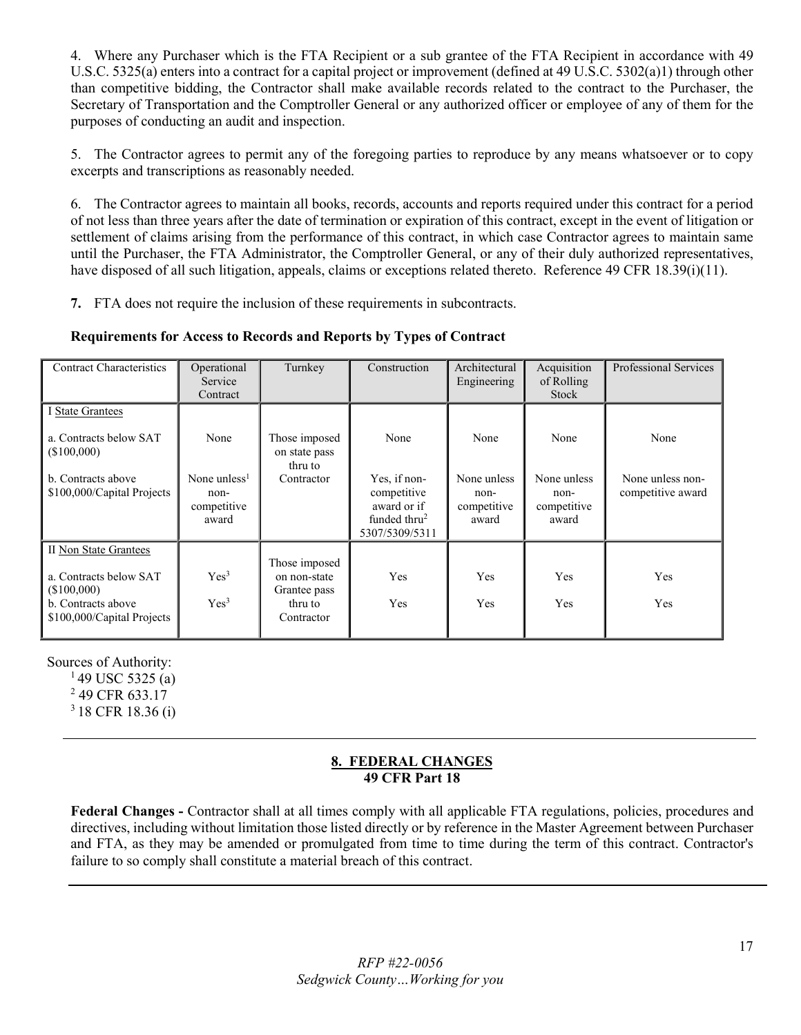4. Where any Purchaser which is the FTA Recipient or a sub grantee of the FTA Recipient in accordance with 49 U.S.C. 5325(a) enters into a contract for a capital project or improvement (defined at 49 U.S.C. 5302(a)1) through other than competitive bidding, the Contractor shall make available records related to the contract to the Purchaser, the Secretary of Transportation and the Comptroller General or any authorized officer or employee of any of them for the purposes of conducting an audit and inspection.

5. The Contractor agrees to permit any of the foregoing parties to reproduce by any means whatsoever or to copy excerpts and transcriptions as reasonably needed.

6. The Contractor agrees to maintain all books, records, accounts and reports required under this contract for a period of not less than three years after the date of termination or expiration of this contract, except in the event of litigation or settlement of claims arising from the performance of this contract, in which case Contractor agrees to maintain same until the Purchaser, the FTA Administrator, the Comptroller General, or any of their duly authorized representatives, have disposed of all such litigation, appeals, claims or exceptions related thereto. Reference 49 CFR 18.39(i)(11).

**7.** FTA does not require the inclusion of these requirements in subcontracts.

**Requirements for Access to Records and Reports by Types of Contract**

| Contract Characteristics | Operational Service Contract | Turnkey | Construction | Architectural Engineering | Acquisition of Rolling Stock | Professional Services |
|---|---|---|---|---|---|---|
| I State Grantees | | | | | | |
| a. Contracts below SAT ($100,000) | None | Those imposed on state pass thru to Contractor | None | None | None | None |
| b. Contracts above $100,000/Capital Projects | None unless[1] non-competitive award | | Yes, if non-competitive award or if funded thru[2] 5307/5309/5311 | None unless non-competitive award | None unless non-competitive award | None unless non-competitive award |
| II Non State Grantees | | | | | | |
| a. Contracts below SAT ($100,000) | Yes[3] | Those imposed on non-state Grantee pass thru to Contractor | Yes | Yes | Yes | Yes |
| b. Contracts above $100,000/Capital Projects | Yes[3] | | Yes | Yes | Yes | Yes |

Sources of Authority:

[1] 49 USC 5325 (a)
[2] 49 CFR 633.17
[3] 18 CFR 18.36 (i)

---

## 8. FEDERAL CHANGES
**49 CFR Part 18**

**Federal Changes -** Contractor shall at all times comply with all applicable FTA regulations, policies, procedures and directives, including without limitation those listed directly or by reference in the Master Agreement between Purchaser and FTA, as they may be amended or promulgated from time to time during the term of this contract. Contractor's failure to so comply shall constitute a material breach of this contract.

---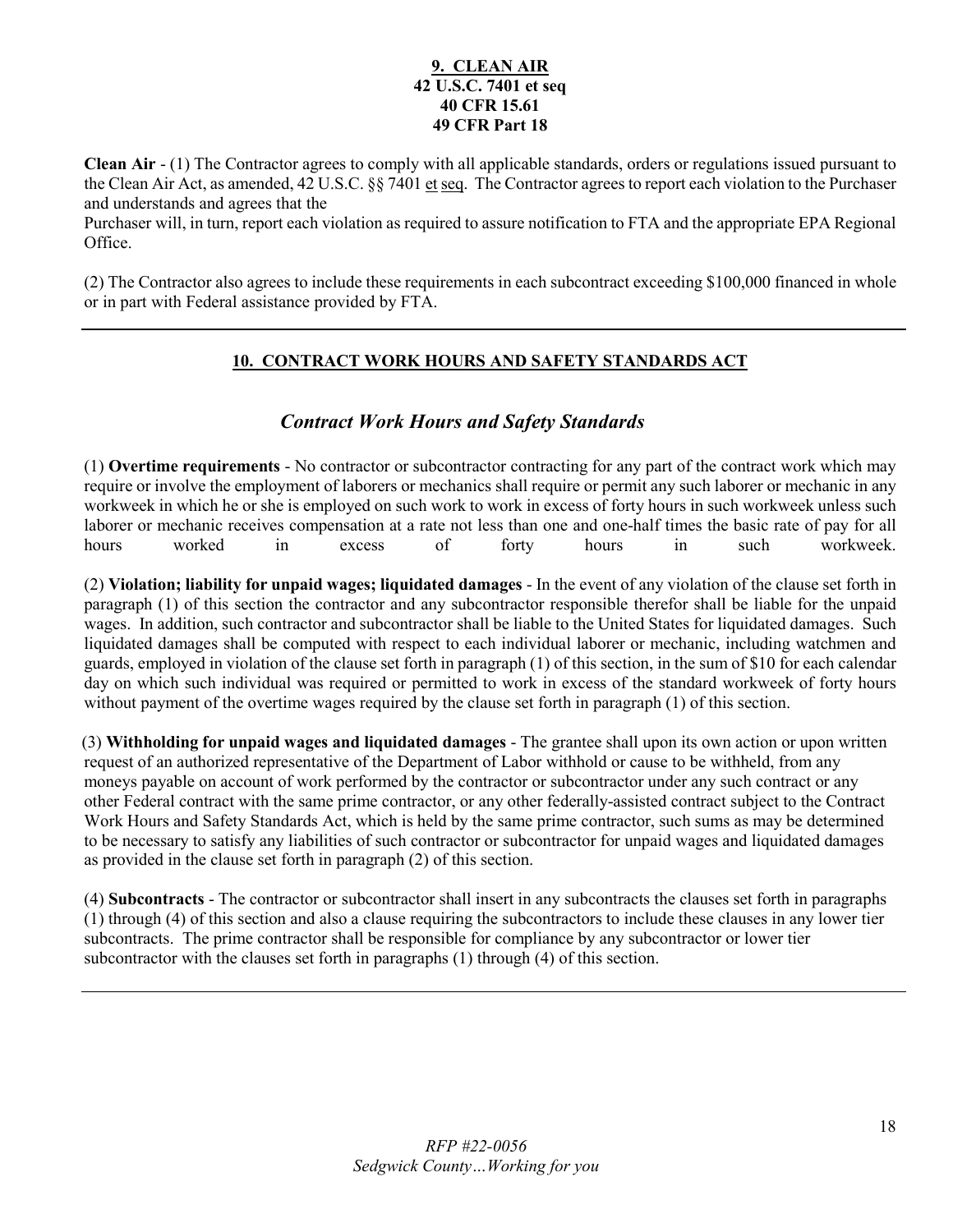## 9. CLEAN AIR
**42 U.S.C. 7401 et seq**
**40 CFR 15.61**
**49 CFR Part 18**

**Clean Air** - (1) The Contractor agrees to comply with all applicable standards, orders or regulations issued pursuant to the Clean Air Act, as amended, 42 U.S.C. §§ 7401 et seq. The Contractor agrees to report each violation to the Purchaser and understands and agrees that the
Purchaser will, in turn, report each violation as required to assure notification to FTA and the appropriate EPA Regional Office.

(2) The Contractor also agrees to include these requirements in each subcontract exceeding $100,000 financed in whole or in part with Federal assistance provided by FTA.

---

## 10. CONTRACT WORK HOURS AND SAFETY STANDARDS ACT

### *Contract Work Hours and Safety Standards*

(1) **Overtime requirements** - No contractor or subcontractor contracting for any part of the contract work which may require or involve the employment of laborers or mechanics shall require or permit any such laborer or mechanic in any workweek in which he or she is employed on such work to work in excess of forty hours in such workweek unless such laborer or mechanic receives compensation at a rate not less than one and one-half times the basic rate of pay for all hours worked in excess of forty hours in such workweek.

(2) **Violation; liability for unpaid wages; liquidated damages** - In the event of any violation of the clause set forth in paragraph (1) of this section the contractor and any subcontractor responsible therefor shall be liable for the unpaid wages. In addition, such contractor and subcontractor shall be liable to the United States for liquidated damages. Such liquidated damages shall be computed with respect to each individual laborer or mechanic, including watchmen and guards, employed in violation of the clause set forth in paragraph (1) of this section, in the sum of $10 for each calendar day on which such individual was required or permitted to work in excess of the standard workweek of forty hours without payment of the overtime wages required by the clause set forth in paragraph (1) of this section.

(3) **Withholding for unpaid wages and liquidated damages** - The grantee shall upon its own action or upon written request of an authorized representative of the Department of Labor withhold or cause to be withheld, from any moneys payable on account of work performed by the contractor or subcontractor under any such contract or any other Federal contract with the same prime contractor, or any other federally-assisted contract subject to the Contract Work Hours and Safety Standards Act, which is held by the same prime contractor, such sums as may be determined to be necessary to satisfy any liabilities of such contractor or subcontractor for unpaid wages and liquidated damages as provided in the clause set forth in paragraph (2) of this section.

(4) **Subcontracts** - The contractor or subcontractor shall insert in any subcontracts the clauses set forth in paragraphs (1) through (4) of this section and also a clause requiring the subcontractors to include these clauses in any lower tier subcontracts. The prime contractor shall be responsible for compliance by any subcontractor or lower tier subcontractor with the clauses set forth in paragraphs (1) through (4) of this section.

---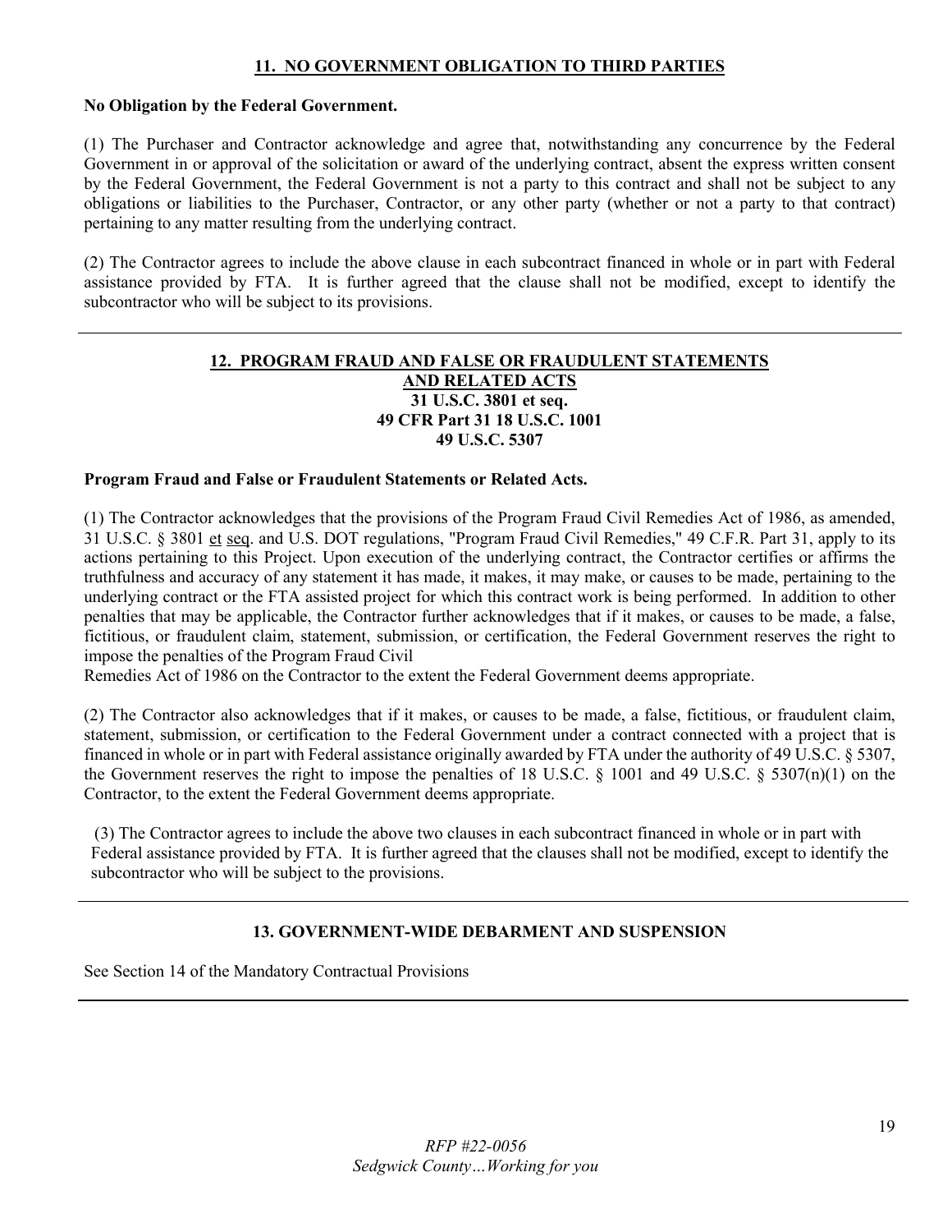## 11. NO GOVERNMENT OBLIGATION TO THIRD PARTIES

**No Obligation by the Federal Government.**

(1) The Purchaser and Contractor acknowledge and agree that, notwithstanding any concurrence by the Federal Government in or approval of the solicitation or award of the underlying contract, absent the express written consent by the Federal Government, the Federal Government is not a party to this contract and shall not be subject to any obligations or liabilities to the Purchaser, Contractor, or any other party (whether or not a party to that contract) pertaining to any matter resulting from the underlying contract.

(2) The Contractor agrees to include the above clause in each subcontract financed in whole or in part with Federal assistance provided by FTA. It is further agreed that the clause shall not be modified, except to identify the subcontractor who will be subject to its provisions.

---

## 12. PROGRAM FRAUD AND FALSE OR FRAUDULENT STATEMENTS AND RELATED ACTS

**31 U.S.C. 3801 et seq.**
**49 CFR Part 31 18 U.S.C. 1001**
**49 U.S.C. 5307**

**Program Fraud and False or Fraudulent Statements or Related Acts.**

(1) The Contractor acknowledges that the provisions of the Program Fraud Civil Remedies Act of 1986, as amended, 31 U.S.C. § 3801 et seq. and U.S. DOT regulations, "Program Fraud Civil Remedies," 49 C.F.R. Part 31, apply to its actions pertaining to this Project. Upon execution of the underlying contract, the Contractor certifies or affirms the truthfulness and accuracy of any statement it has made, it makes, it may make, or causes to be made, pertaining to the underlying contract or the FTA assisted project for which this contract work is being performed. In addition to other penalties that may be applicable, the Contractor further acknowledges that if it makes, or causes to be made, a false, fictitious, or fraudulent claim, statement, submission, or certification, the Federal Government reserves the right to impose the penalties of the Program Fraud Civil Remedies Act of 1986 on the Contractor to the extent the Federal Government deems appropriate.

(2) The Contractor also acknowledges that if it makes, or causes to be made, a false, fictitious, or fraudulent claim, statement, submission, or certification to the Federal Government under a contract connected with a project that is financed in whole or in part with Federal assistance originally awarded by FTA under the authority of 49 U.S.C. § 5307, the Government reserves the right to impose the penalties of 18 U.S.C. § 1001 and 49 U.S.C. § 5307(n)(1) on the Contractor, to the extent the Federal Government deems appropriate.

(3) The Contractor agrees to include the above two clauses in each subcontract financed in whole or in part with Federal assistance provided by FTA. It is further agreed that the clauses shall not be modified, except to identify the subcontractor who will be subject to the provisions.

---

## 13. GOVERNMENT-WIDE DEBARMENT AND SUSPENSION

See Section 14 of the Mandatory Contractual Provisions

---

*RFP #22-0056*
*Sedgwick County…Working for you*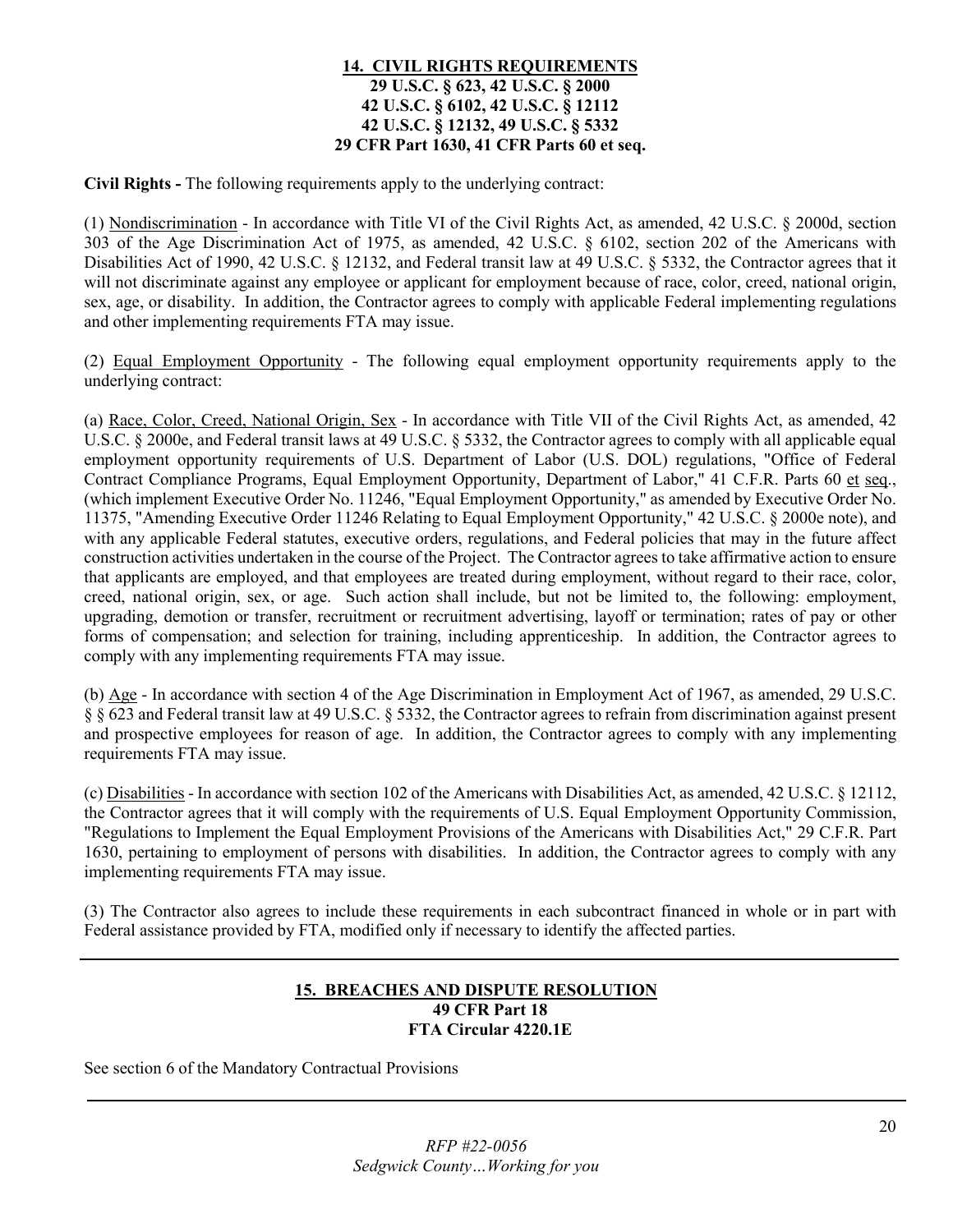## 14. CIVIL RIGHTS REQUIREMENTS

**29 U.S.C. § 623, 42 U.S.C. § 2000**
**42 U.S.C. § 6102, 42 U.S.C. § 12112**
**42 U.S.C. § 12132, 49 U.S.C. § 5332**
**29 CFR Part 1630, 41 CFR Parts 60 et seq.**

**Civil Rights -** The following requirements apply to the underlying contract:

(1) Nondiscrimination - In accordance with Title VI of the Civil Rights Act, as amended, 42 U.S.C. § 2000d, section 303 of the Age Discrimination Act of 1975, as amended, 42 U.S.C. § 6102, section 202 of the Americans with Disabilities Act of 1990, 42 U.S.C. § 12132, and Federal transit law at 49 U.S.C. § 5332, the Contractor agrees that it will not discriminate against any employee or applicant for employment because of race, color, creed, national origin, sex, age, or disability. In addition, the Contractor agrees to comply with applicable Federal implementing regulations and other implementing requirements FTA may issue.

(2) Equal Employment Opportunity - The following equal employment opportunity requirements apply to the underlying contract:

(a) Race, Color, Creed, National Origin, Sex - In accordance with Title VII of the Civil Rights Act, as amended, 42 U.S.C. § 2000e, and Federal transit laws at 49 U.S.C. § 5332, the Contractor agrees to comply with all applicable equal employment opportunity requirements of U.S. Department of Labor (U.S. DOL) regulations, "Office of Federal Contract Compliance Programs, Equal Employment Opportunity, Department of Labor," 41 C.F.R. Parts 60 et seq., (which implement Executive Order No. 11246, "Equal Employment Opportunity," as amended by Executive Order No. 11375, "Amending Executive Order 11246 Relating to Equal Employment Opportunity," 42 U.S.C. § 2000e note), and with any applicable Federal statutes, executive orders, regulations, and Federal policies that may in the future affect construction activities undertaken in the course of the Project. The Contractor agrees to take affirmative action to ensure that applicants are employed, and that employees are treated during employment, without regard to their race, color, creed, national origin, sex, or age. Such action shall include, but not be limited to, the following: employment, upgrading, demotion or transfer, recruitment or recruitment advertising, layoff or termination; rates of pay or other forms of compensation; and selection for training, including apprenticeship. In addition, the Contractor agrees to comply with any implementing requirements FTA may issue.

(b) Age - In accordance with section 4 of the Age Discrimination in Employment Act of 1967, as amended, 29 U.S.C. § § 623 and Federal transit law at 49 U.S.C. § 5332, the Contractor agrees to refrain from discrimination against present and prospective employees for reason of age. In addition, the Contractor agrees to comply with any implementing requirements FTA may issue.

(c) Disabilities - In accordance with section 102 of the Americans with Disabilities Act, as amended, 42 U.S.C. § 12112, the Contractor agrees that it will comply with the requirements of U.S. Equal Employment Opportunity Commission, "Regulations to Implement the Equal Employment Provisions of the Americans with Disabilities Act," 29 C.F.R. Part 1630, pertaining to employment of persons with disabilities. In addition, the Contractor agrees to comply with any implementing requirements FTA may issue.

(3) The Contractor also agrees to include these requirements in each subcontract financed in whole or in part with Federal assistance provided by FTA, modified only if necessary to identify the affected parties.

---

## 15. BREACHES AND DISPUTE RESOLUTION

**49 CFR Part 18**
**FTA Circular 4220.1E**

See section 6 of the Mandatory Contractual Provisions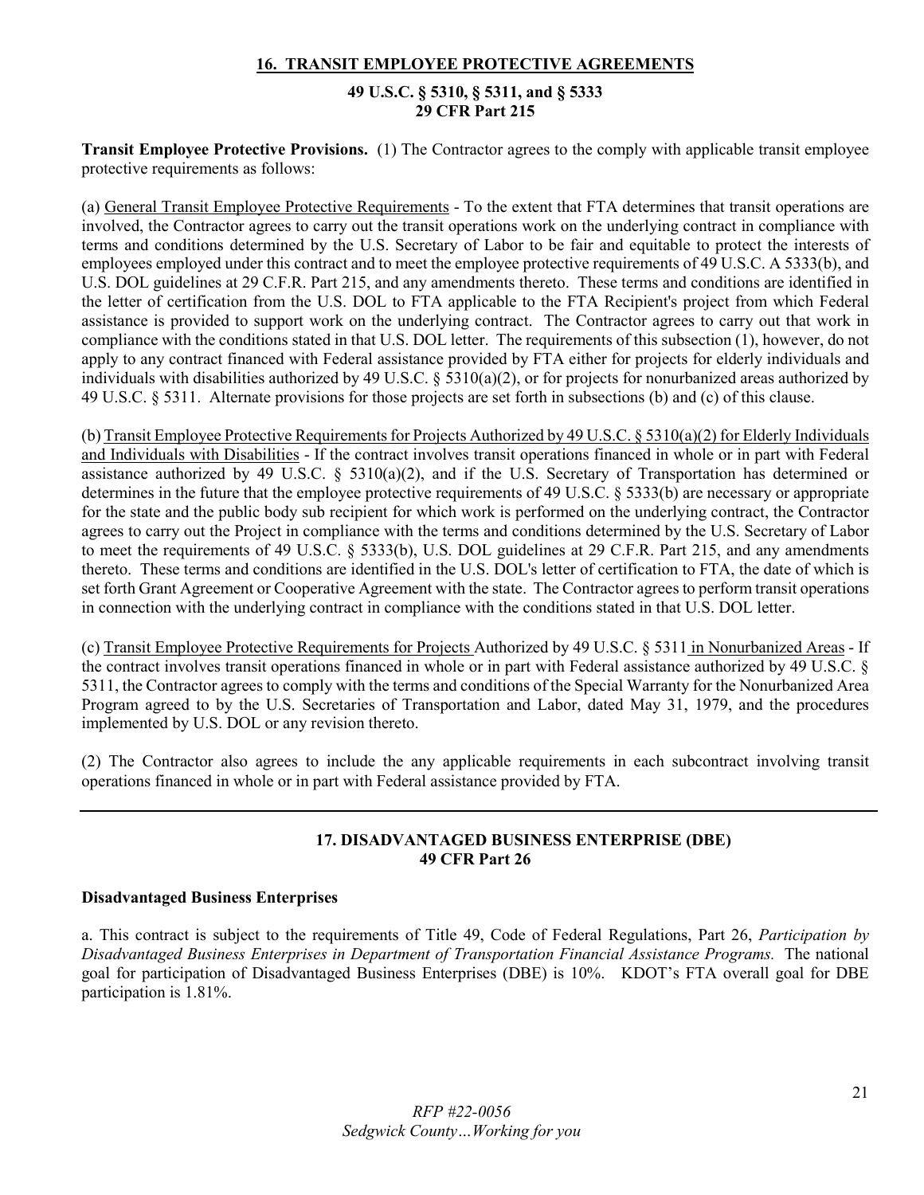## 16. TRANSIT EMPLOYEE PROTECTIVE AGREEMENTS

**49 U.S.C. § 5310, § 5311, and § 5333**
**29 CFR Part 215**

**Transit Employee Protective Provisions.** (1) The Contractor agrees to the comply with applicable transit employee protective requirements as follows:

(a) General Transit Employee Protective Requirements - To the extent that FTA determines that transit operations are involved, the Contractor agrees to carry out the transit operations work on the underlying contract in compliance with terms and conditions determined by the U.S. Secretary of Labor to be fair and equitable to protect the interests of employees employed under this contract and to meet the employee protective requirements of 49 U.S.C. A 5333(b), and U.S. DOL guidelines at 29 C.F.R. Part 215, and any amendments thereto. These terms and conditions are identified in the letter of certification from the U.S. DOL to FTA applicable to the FTA Recipient's project from which Federal assistance is provided to support work on the underlying contract. The Contractor agrees to carry out that work in compliance with the conditions stated in that U.S. DOL letter. The requirements of this subsection (1), however, do not apply to any contract financed with Federal assistance provided by FTA either for projects for elderly individuals and individuals with disabilities authorized by 49 U.S.C. § 5310(a)(2), or for projects for nonurbanized areas authorized by 49 U.S.C. § 5311. Alternate provisions for those projects are set forth in subsections (b) and (c) of this clause.

(b) Transit Employee Protective Requirements for Projects Authorized by 49 U.S.C. § 5310(a)(2) for Elderly Individuals and Individuals with Disabilities - If the contract involves transit operations financed in whole or in part with Federal assistance authorized by 49 U.S.C. § 5310(a)(2), and if the U.S. Secretary of Transportation has determined or determines in the future that the employee protective requirements of 49 U.S.C. § 5333(b) are necessary or appropriate for the state and the public body sub recipient for which work is performed on the underlying contract, the Contractor agrees to carry out the Project in compliance with the terms and conditions determined by the U.S. Secretary of Labor to meet the requirements of 49 U.S.C. § 5333(b), U.S. DOL guidelines at 29 C.F.R. Part 215, and any amendments thereto. These terms and conditions are identified in the U.S. DOL's letter of certification to FTA, the date of which is set forth Grant Agreement or Cooperative Agreement with the state. The Contractor agrees to perform transit operations in connection with the underlying contract in compliance with the conditions stated in that U.S. DOL letter.

(c) Transit Employee Protective Requirements for Projects Authorized by 49 U.S.C. § 5311 in Nonurbanized Areas - If the contract involves transit operations financed in whole or in part with Federal assistance authorized by 49 U.S.C. § 5311, the Contractor agrees to comply with the terms and conditions of the Special Warranty for the Nonurbanized Area Program agreed to by the U.S. Secretaries of Transportation and Labor, dated May 31, 1979, and the procedures implemented by U.S. DOL or any revision thereto.

(2) The Contractor also agrees to include the any applicable requirements in each subcontract involving transit operations financed in whole or in part with Federal assistance provided by FTA.

---

## 17. DISADVANTAGED BUSINESS ENTERPRISE (DBE)

**49 CFR Part 26**

**Disadvantaged Business Enterprises**

a. This contract is subject to the requirements of Title 49, Code of Federal Regulations, Part 26, *Participation by Disadvantaged Business Enterprises in Department of Transportation Financial Assistance Programs.* The national goal for participation of Disadvantaged Business Enterprises (DBE) is 10%. KDOT's FTA overall goal for DBE participation is 1.81%.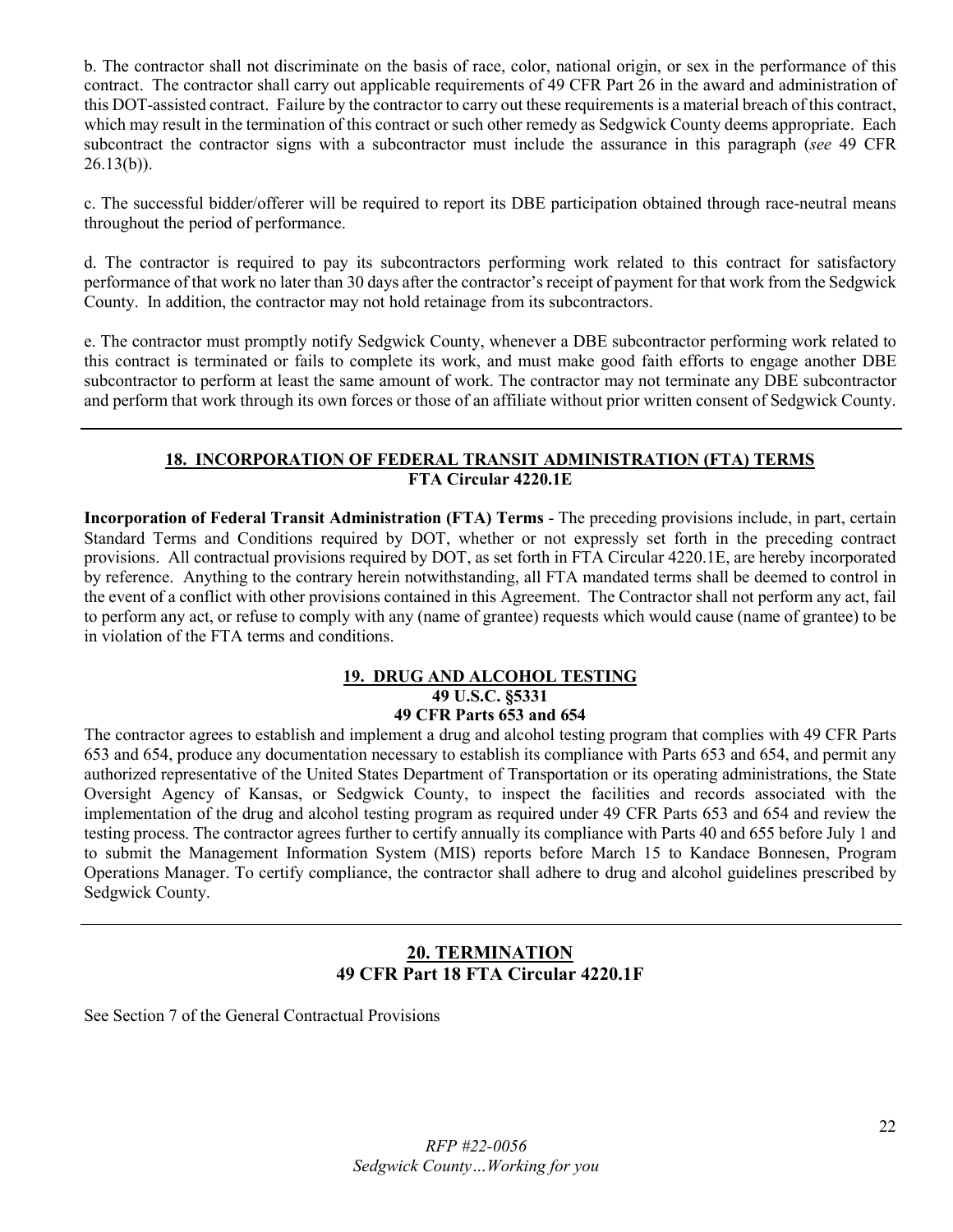b. The contractor shall not discriminate on the basis of race, color, national origin, or sex in the performance of this contract. The contractor shall carry out applicable requirements of 49 CFR Part 26 in the award and administration of this DOT-assisted contract. Failure by the contractor to carry out these requirements is a material breach of this contract, which may result in the termination of this contract or such other remedy as Sedgwick County deems appropriate. Each subcontract the contractor signs with a subcontractor must include the assurance in this paragraph (*see* 49 CFR 26.13(b)).

c. The successful bidder/offerer will be required to report its DBE participation obtained through race-neutral means throughout the period of performance.

d. The contractor is required to pay its subcontractors performing work related to this contract for satisfactory performance of that work no later than 30 days after the contractor's receipt of payment for that work from the Sedgwick County. In addition, the contractor may not hold retainage from its subcontractors.

e. The contractor must promptly notify Sedgwick County, whenever a DBE subcontractor performing work related to this contract is terminated or fails to complete its work, and must make good faith efforts to engage another DBE subcontractor to perform at least the same amount of work. The contractor may not terminate any DBE subcontractor and perform that work through its own forces or those of an affiliate without prior written consent of Sedgwick County.

---

## 18. INCORPORATION OF FEDERAL TRANSIT ADMINISTRATION (FTA) TERMS
**FTA Circular 4220.1E**

**Incorporation of Federal Transit Administration (FTA) Terms** - The preceding provisions include, in part, certain Standard Terms and Conditions required by DOT, whether or not expressly set forth in the preceding contract provisions. All contractual provisions required by DOT, as set forth in FTA Circular 4220.1E, are hereby incorporated by reference. Anything to the contrary herein notwithstanding, all FTA mandated terms shall be deemed to control in the event of a conflict with other provisions contained in this Agreement. The Contractor shall not perform any act, fail to perform any act, or refuse to comply with any (name of grantee) requests which would cause (name of grantee) to be in violation of the FTA terms and conditions.

## 19. DRUG AND ALCOHOL TESTING
**49 U.S.C. §5331**
**49 CFR Parts 653 and 654**

The contractor agrees to establish and implement a drug and alcohol testing program that complies with 49 CFR Parts 653 and 654, produce any documentation necessary to establish its compliance with Parts 653 and 654, and permit any authorized representative of the United States Department of Transportation or its operating administrations, the State Oversight Agency of Kansas, or Sedgwick County, to inspect the facilities and records associated with the implementation of the drug and alcohol testing program as required under 49 CFR Parts 653 and 654 and review the testing process. The contractor agrees further to certify annually its compliance with Parts 40 and 655 before July 1 and to submit the Management Information System (MIS) reports before March 15 to Kandace Bonnesen, Program Operations Manager. To certify compliance, the contractor shall adhere to drug and alcohol guidelines prescribed by Sedgwick County.

---

## 20. TERMINATION
**49 CFR Part 18 FTA Circular 4220.1F**

See Section 7 of the General Contractual Provisions